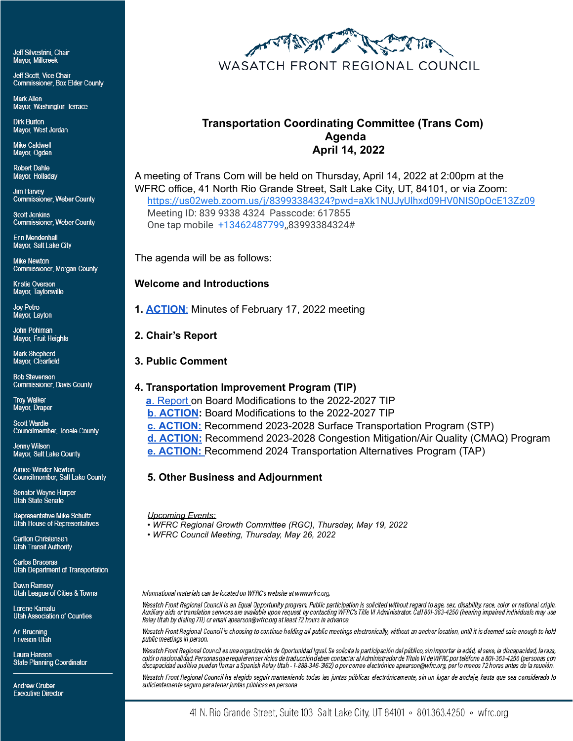Jeff Silvestrini, Chair
Mayor, Millcreek

Jeff Scott, Vice Chair
Commissioner, Box Elder County

Mark Allen
Mayor, Washington Terrace

Dirk Burton
Mayor, West Jordan

Mike Caldwell
Mayor, Ogden

Robert Dahle
Mayor, Holladay

Jim Harvey
Commissioner, Weber County

Scott Jenkins
Commissioner, Weber County

Erin Mendenhall
Mayor, Salt Lake City

Mike Newton
Commissioner, Morgan County

Kristie Overson
Mayor, Taylorsville

Joy Petro
Mayor, Layton

John Pohlman
Mayor, Fruit Heights

Mark Shepherd
Mayor, Clearfield

Bob Stevenson
Commissioner, Davis County

Troy Walker
Mayor, Draper

Scott Wardle
Councilmember, Tooele County

Jenny Wilson
Mayor, Salt Lake County

Aimee Winder Newton
Councilmember, Salt Lake County

Senator Wayne Harper
Utah State Senate

Representative Mike Schultz
Utah House of Representatives

Carlton Christensen
Utah Transit Authority

Carlos Braceras
Utah Department of Transportation

Dawn Ramsey
Utah League of Cities & Towns

Lorene Kamalu
Utah Association of Counties

Ari Bruening
Envision Utah

Laura Hanson
State Planning Coordinator

Andrew Gruber
Executive Director

WASATCH FRONT REGIONAL COUNCIL

# Transportation Coordinating Committee (Trans Com)
# Agenda
# April 14, 2022

A meeting of Trans Com will be held on Thursday, April 14, 2022 at 2:00pm at the WFRC office, 41 North Rio Grande Street, Salt Lake City, UT, 84101, or via Zoom:

https://us02web.zoom.us/j/83993384324?pwd=aXk1NUJyUlhxd09HV0NIS0pOcE13Zz09
Meeting ID: 839 9338 4324 Passcode: 617855
One tap mobile +13462487799,,83993384324#

The agenda will be as follows:

**Welcome and Introductions**

1. **ACTION:** Minutes of February 17, 2022 meeting

2. **Chair's Report**

3. **Public Comment**

4. **Transportation Improvement Program (TIP)**
   - a. Report on Board Modifications to the 2022-2027 TIP
   - **b. ACTION:** Board Modifications to the 2022-2027 TIP
   - **c. ACTION:** Recommend 2023-2028 Surface Transportation Program (STP)
   - **d. ACTION:** Recommend 2023-2028 Congestion Mitigation/Air Quality (CMAQ) Program
   - **e. ACTION:** Recommend 2024 Transportation Alternatives Program (TAP)

5. **Other Business and Adjournment**

*Upcoming Events:*
- *WFRC Regional Growth Committee (RGC), Thursday, May 19, 2022*
- *WFRC Council Meeting, Thursday, May 26, 2022*

*Informational materials can be located on WFRC's website at www.wfrc.org.*

*Wasatch Front Regional Council is an Equal Opportunity program. Public participation is solicited without regard to age, sex, disability, race, color or national origin. Auxiliary aids or translation services are available upon request by contacting WFRC's Title VI Administrator. Call 801-363-4250 (hearing impaired individuals may use Relay Utah by dialing 711) or email apearson@wfrc.org at least 72 hours in advance.*

*Wasatch Front Regional Council is choosing to continue holding all public meetings electronically, without an anchor location, until it is deemed safe enough to hold public meetings in person.*

*Wasatch Front Regional Council es una organización de Oportunidad Igual. Se solicita la participación del público, sin importar la edád, el sexo, la discapacidad, la raza, colór o nacionalidad. Personas que requieren servicios de traducción deben contactar al Administrador de Título VI de WFRC por teléfono a 801-363-4250 (personas con discapacidad auditiva pueden llamar a Spanish Relay Utah - 1-888-346-3162) o por correo electrónico apearson@wfrc.org, por lo menos 72 horas antes de la reunión.*

*Wasatch Front Regional Council ha elegido seguir manteniendo todas las juntas públicas electrónicamente, sin un lugar de anclaje, hasta que sea considerado lo suficientemente seguro para tener juntas públicas en persona*

41 N. Rio Grande Street, Suite 103 Salt Lake City, UT 84101 ◦ 801.363.4250 ◦ wfrc.org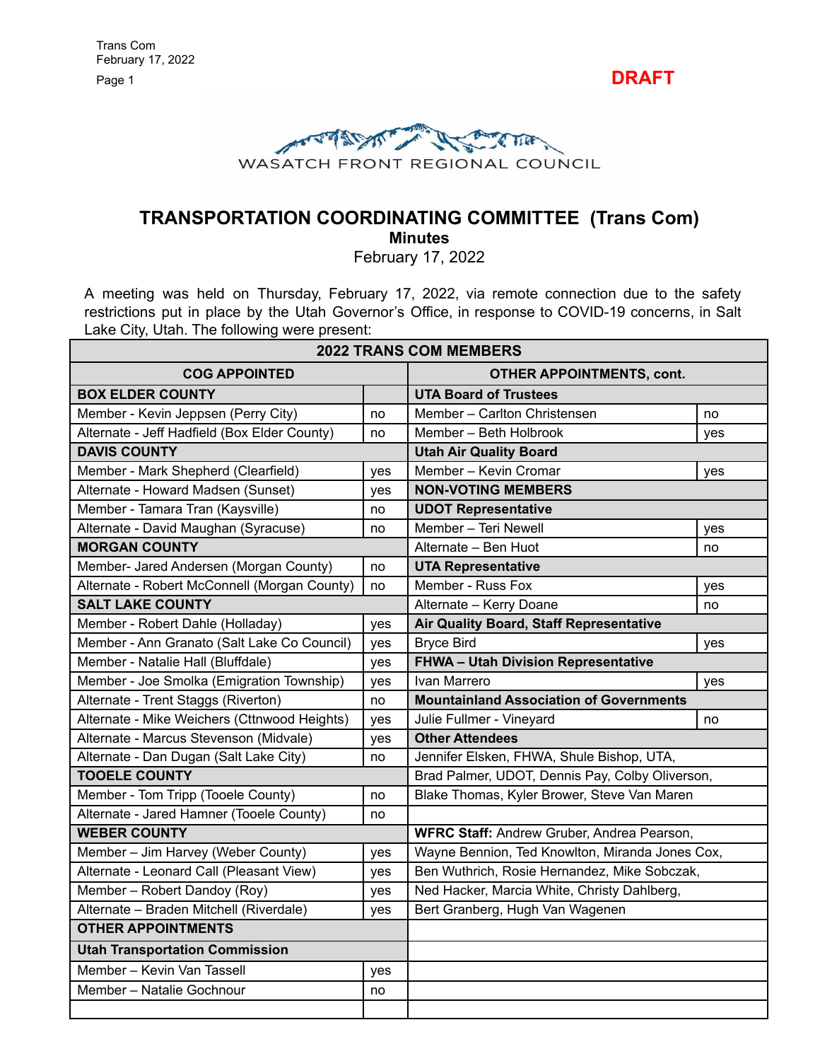DRAFT

WASATCH FRONT REGIONAL COUNCIL

# TRANSPORTATION COORDINATING COMMITTEE (Trans Com)

## Minutes

February 17, 2022

A meeting was held on Thursday, February 17, 2022, via remote connection due to the safety restrictions put in place by the Utah Governor's Office, in response to COVID-19 concerns, in Salt Lake City, Utah. The following were present:

| 2022 TRANS COM MEMBERS | | | |
|---|---|---|---|
| **COG APPOINTED** | | **OTHER APPOINTMENTS, cont.** | |
| **BOX ELDER COUNTY** | | **UTA Board of Trustees** | |
| Member - Kevin Jeppsen (Perry City) | no | Member – Carlton Christensen | no |
| Alternate - Jeff Hadfield (Box Elder County) | no | Member – Beth Holbrook | yes |
| **DAVIS COUNTY** | | **Utah Air Quality Board** | |
| Member - Mark Shepherd (Clearfield) | yes | Member – Kevin Cromar | yes |
| Alternate - Howard Madsen (Sunset) | yes | **NON-VOTING MEMBERS** | |
| Member - Tamara Tran (Kaysville) | no | **UDOT Representative** | |
| Alternate - David Maughan (Syracuse) | no | Member – Teri Newell | yes |
| **MORGAN COUNTY** | | Alternate – Ben Huot | no |
| Member- Jared Andersen (Morgan County) | no | **UTA Representative** | |
| Alternate - Robert McConnell (Morgan County) | no | Member - Russ Fox | yes |
| **SALT LAKE COUNTY** | | Alternate – Kerry Doane | no |
| Member - Robert Dahle (Holladay) | yes | **Air Quality Board, Staff Representative** | |
| Member - Ann Granato (Salt Lake Co Council) | yes | Bryce Bird | yes |
| Member - Natalie Hall (Bluffdale) | yes | **FHWA – Utah Division Representative** | |
| Member - Joe Smolka (Emigration Township) | yes | Ivan Marrero | yes |
| Alternate - Trent Staggs (Riverton) | no | **Mountainland Association of Governments** | |
| Alternate - Mike Weichers (Cttnwood Heights) | yes | Julie Fullmer - Vineyard | no |
| Alternate - Marcus Stevenson (Midvale) | yes | **Other Attendees** | |
| Alternate - Dan Dugan (Salt Lake City) | no | Jennifer Elsken, FHWA, Shule Bishop, UTA, | |
| **TOOELE COUNTY** | | Brad Palmer, UDOT, Dennis Pay, Colby Oliverson, | |
| Member - Tom Tripp (Tooele County) | no | Blake Thomas, Kyler Brower, Steve Van Maren | |
| Alternate - Jared Hamner (Tooele County) | no | | |
| **WEBER COUNTY** | | **WFRC Staff:** Andrew Gruber, Andrea Pearson, | |
| Member – Jim Harvey (Weber County) | yes | Wayne Bennion, Ted Knowlton, Miranda Jones Cox, | |
| Alternate - Leonard Call (Pleasant View) | yes | Ben Wuthrich, Rosie Hernandez, Mike Sobczak, | |
| Member – Robert Dandoy (Roy) | yes | Ned Hacker, Marcia White, Christy Dahlberg, | |
| Alternate – Braden Mitchell (Riverdale) | yes | Bert Granberg, Hugh Van Wagenen | |
| **OTHER APPOINTMENTS** | | | |
| **Utah Transportation Commission** | | | |
| Member – Kevin Van Tassell | yes | | |
| Member – Natalie Gochnour | no | | |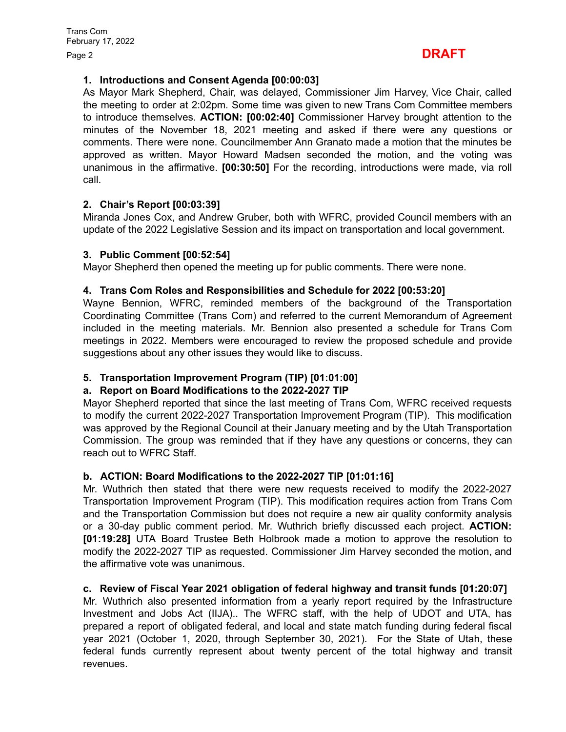**DRAFT**

### 1. Introductions and Consent Agenda [00:00:03]

As Mayor Mark Shepherd, Chair, was delayed, Commissioner Jim Harvey, Vice Chair, called the meeting to order at 2:02pm. Some time was given to new Trans Com Committee members to introduce themselves. **ACTION: [00:02:40]** Commissioner Harvey brought attention to the minutes of the November 18, 2021 meeting and asked if there were any questions or comments. There were none. Councilmember Ann Granato made a motion that the minutes be approved as written. Mayor Howard Madsen seconded the motion, and the voting was unanimous in the affirmative. **[00:30:50]** For the recording, introductions were made, via roll call.

### 2. Chair's Report [00:03:39]

Miranda Jones Cox, and Andrew Gruber, both with WFRC, provided Council members with an update of the 2022 Legislative Session and its impact on transportation and local government.

### 3. Public Comment [00:52:54]

Mayor Shepherd then opened the meeting up for public comments. There were none.

### 4. Trans Com Roles and Responsibilities and Schedule for 2022 [00:53:20]

Wayne Bennion, WFRC, reminded members of the background of the Transportation Coordinating Committee (Trans Com) and referred to the current Memorandum of Agreement included in the meeting materials. Mr. Bennion also presented a schedule for Trans Com meetings in 2022. Members were encouraged to review the proposed schedule and provide suggestions about any other issues they would like to discuss.

### 5. Transportation Improvement Program (TIP) [01:01:00]

#### a. Report on Board Modifications to the 2022-2027 TIP

Mayor Shepherd reported that since the last meeting of Trans Com, WFRC received requests to modify the current 2022-2027 Transportation Improvement Program (TIP). This modification was approved by the Regional Council at their January meeting and by the Utah Transportation Commission. The group was reminded that if they have any questions or concerns, they can reach out to WFRC Staff.

#### b. ACTION: Board Modifications to the 2022-2027 TIP [01:01:16]

Mr. Wuthrich then stated that there were new requests received to modify the 2022-2027 Transportation Improvement Program (TIP). This modification requires action from Trans Com and the Transportation Commission but does not require a new air quality conformity analysis or a 30-day public comment period. Mr. Wuthrich briefly discussed each project. **ACTION: [01:19:28]** UTA Board Trustee Beth Holbrook made a motion to approve the resolution to modify the 2022-2027 TIP as requested. Commissioner Jim Harvey seconded the motion, and the affirmative vote was unanimous.

#### c. Review of Fiscal Year 2021 obligation of federal highway and transit funds [01:20:07]

Mr. Wuthrich also presented information from a yearly report required by the Infrastructure Investment and Jobs Act (IIJA).. The WFRC staff, with the help of UDOT and UTA, has prepared a report of obligated federal, and local and state match funding during federal fiscal year 2021 (October 1, 2020, through September 30, 2021). For the State of Utah, these federal funds currently represent about twenty percent of the total highway and transit revenues.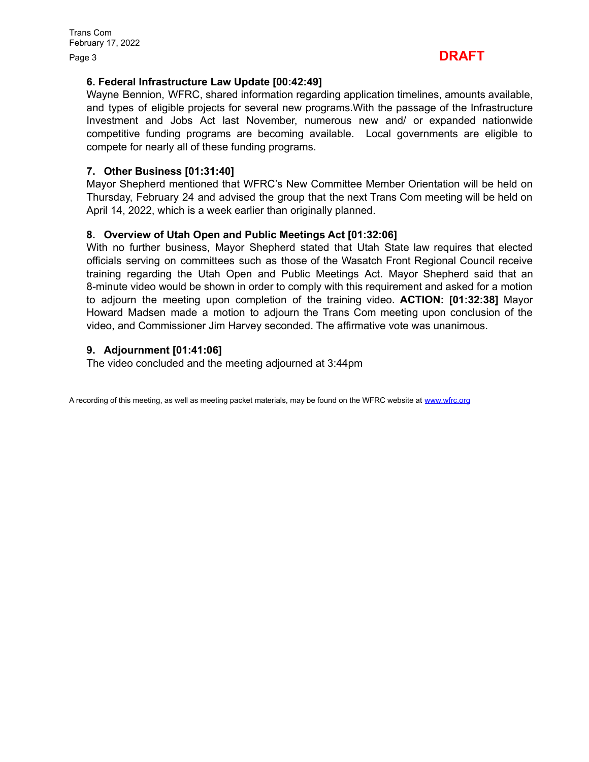**DRAFT**

### 6. Federal Infrastructure Law Update [00:42:49]

Wayne Bennion, WFRC, shared information regarding application timelines, amounts available, and types of eligible projects for several new programs.With the passage of the Infrastructure Investment and Jobs Act last November, numerous new and/ or expanded nationwide competitive funding programs are becoming available. Local governments are eligible to compete for nearly all of these funding programs.

### 7. Other Business [01:31:40]

Mayor Shepherd mentioned that WFRC's New Committee Member Orientation will be held on Thursday, February 24 and advised the group that the next Trans Com meeting will be held on April 14, 2022, which is a week earlier than originally planned.

### 8. Overview of Utah Open and Public Meetings Act [01:32:06]

With no further business, Mayor Shepherd stated that Utah State law requires that elected officials serving on committees such as those of the Wasatch Front Regional Council receive training regarding the Utah Open and Public Meetings Act. Mayor Shepherd said that an 8-minute video would be shown in order to comply with this requirement and asked for a motion to adjourn the meeting upon completion of the training video. **ACTION: [01:32:38]** Mayor Howard Madsen made a motion to adjourn the Trans Com meeting upon conclusion of the video, and Commissioner Jim Harvey seconded. The affirmative vote was unanimous.

### 9. Adjournment [01:41:06]

The video concluded and the meeting adjourned at 3:44pm

A recording of this meeting, as well as meeting packet materials, may be found on the WFRC website at www.wfrc.org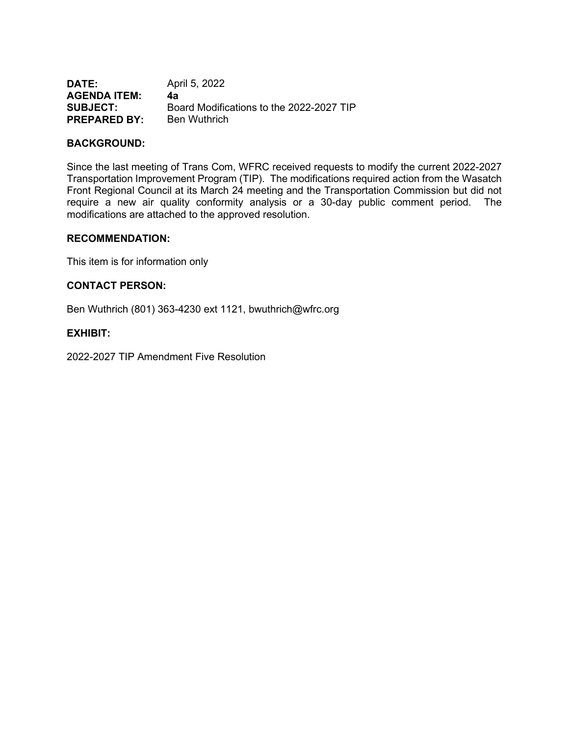**DATE:** April 5, 2022
**AGENDA ITEM:** **4a**
**SUBJECT:** Board Modifications to the 2022-2027 TIP
**PREPARED BY:** Ben Wuthrich

**BACKGROUND:**

Since the last meeting of Trans Com, WFRC received requests to modify the current 2022-2027 Transportation Improvement Program (TIP). The modifications required action from the Wasatch Front Regional Council at its March 24 meeting and the Transportation Commission but did not require a new air quality conformity analysis or a 30-day public comment period. The modifications are attached to the approved resolution.

**RECOMMENDATION:**

This item is for information only

**CONTACT PERSON:**

Ben Wuthrich (801) 363-4230 ext 1121, bwuthrich@wfrc.org

**EXHIBIT:**

2022-2027 TIP Amendment Five Resolution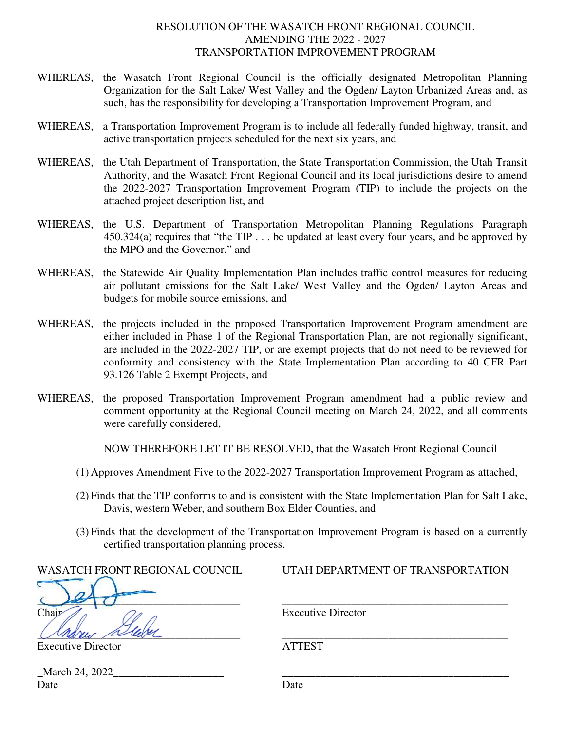# RESOLUTION OF THE WASATCH FRONT REGIONAL COUNCIL AMENDING THE 2022 - 2027 TRANSPORTATION IMPROVEMENT PROGRAM

WHEREAS, the Wasatch Front Regional Council is the officially designated Metropolitan Planning Organization for the Salt Lake/ West Valley and the Ogden/ Layton Urbanized Areas and, as such, has the responsibility for developing a Transportation Improvement Program, and

WHEREAS, a Transportation Improvement Program is to include all federally funded highway, transit, and active transportation projects scheduled for the next six years, and

WHEREAS, the Utah Department of Transportation, the State Transportation Commission, the Utah Transit Authority, and the Wasatch Front Regional Council and its local jurisdictions desire to amend the 2022-2027 Transportation Improvement Program (TIP) to include the projects on the attached project description list, and

WHEREAS, the U.S. Department of Transportation Metropolitan Planning Regulations Paragraph 450.324(a) requires that "the TIP . . . be updated at least every four years, and be approved by the MPO and the Governor," and

WHEREAS, the Statewide Air Quality Implementation Plan includes traffic control measures for reducing air pollutant emissions for the Salt Lake/ West Valley and the Ogden/ Layton Areas and budgets for mobile source emissions, and

WHEREAS, the projects included in the proposed Transportation Improvement Program amendment are either included in Phase 1 of the Regional Transportation Plan, are not regionally significant, are included in the 2022-2027 TIP, or are exempt projects that do not need to be reviewed for conformity and consistency with the State Implementation Plan according to 40 CFR Part 93.126 Table 2 Exempt Projects, and

WHEREAS, the proposed Transportation Improvement Program amendment had a public review and comment opportunity at the Regional Council meeting on March 24, 2022, and all comments were carefully considered,

NOW THEREFORE LET IT BE RESOLVED, that the Wasatch Front Regional Council

(1) Approves Amendment Five to the 2022-2027 Transportation Improvement Program as attached,

(2) Finds that the TIP conforms to and is consistent with the State Implementation Plan for Salt Lake, Davis, western Weber, and southern Box Elder Counties, and

(3) Finds that the development of the Transportation Improvement Program is based on a currently certified transportation planning process.

| WASATCH FRONT REGIONAL COUNCIL | UTAH DEPARTMENT OF TRANSPORTATION |
|---|---|
| [signature] | ______________________________ |
| Chair | Executive Director |
| [signature] | ______________________________ |
| Executive Director | ATTEST |
| March 24, 2022 | ______________________________ |
| Date | Date |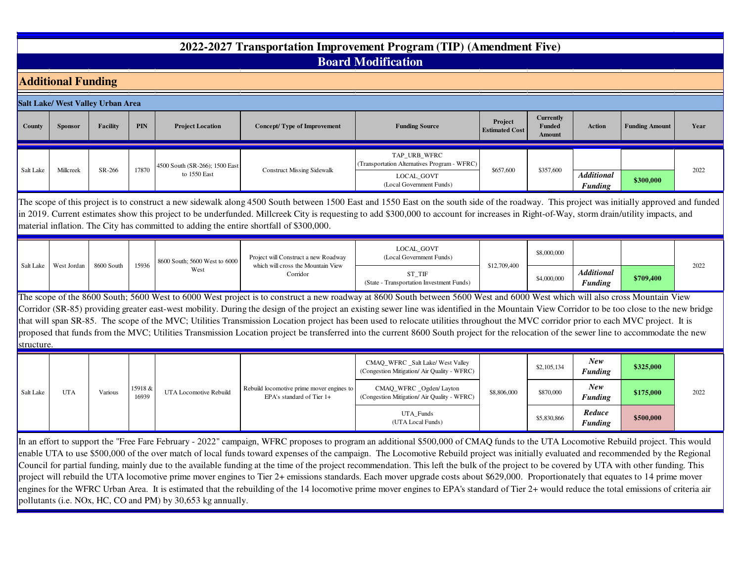# 2022-2027 Transportation Improvement Program (TIP) (Amendment Five)

## Board Modification

## Additional Funding

### Salt Lake/ West Valley Urban Area

| County | Sponsor | Facility | PIN | Project Location | Concept/ Type of Improvement | Funding Source | Project Estimated Cost | Currently Funded Amount | Action | Funding Amount | Year |
|---|---|---|---|---|---|---|---|---|---|---|---|
| Salt Lake | Millcreek | SR-266 | 17870 | 4500 South (SR-266); 1500 East to 1550 East | Construct Missing Sidewalk | TAP_URB_WFRC (Transportation Alternatives Program - WFRC) | $657,600 | $357,600 | | | 2022 |
| | | | | | | LOCAL_GOVT (Local Government Funds) | | | ***Additional Funding*** | **$300,000** | |

The scope of this project is to construct a new sidewalk along 4500 South between 1500 East and 1550 East on the south side of the roadway. This project was initially approved and funded in 2019. Current estimates show this project to be underfunded. Millcreek City is requesting to add $300,000 to account for increases in Right-of-Way, storm drain/utility impacts, and material inflation. The City has committed to adding the entire shortfall of $300,000.

| County | Sponsor | Facility | PIN | Project Location | Concept/ Type of Improvement | Funding Source | Project Estimated Cost | Currently Funded Amount | Action | Funding Amount | Year |
|---|---|---|---|---|---|---|---|---|---|---|---|
| Salt Lake | West Jordan | 8600 South | 15936 | 8600 South; 5600 West to 6000 West | Project will Construct a new Roadway which will cross the Mountain View Corridor | LOCAL_GOVT (Local Government Funds) | $12,709,400 | $8,000,000 | | | 2022 |
| | | | | | | ST_TIF (State - Transportation Investment Funds) | | $4,000,000 | ***Additional Funding*** | **$709,400** | |

The scope of the 8600 South; 5600 West to 6000 West project is to construct a new roadway at 8600 South between 5600 West and 6000 West which will also cross Mountain View Corridor (SR-85) providing greater east-west mobility. During the design of the project an existing sewer line was identified in the Mountain View Corridor to be too close to the new bridge that will span SR-85. The scope of the MVC; Utilities Transmission Location project has been used to relocate utilities throughout the MVC corridor prior to each MVC project. It is proposed that funds from the MVC; Utilities Transmission Location project be transferred into the current 8600 South project for the relocation of the sewer line to accommodate the new structure.

| County | Sponsor | Facility | PIN | Project Location | Concept/ Type of Improvement | Funding Source | Project Estimated Cost | Currently Funded Amount | Action | Funding Amount | Year |
|---|---|---|---|---|---|---|---|---|---|---|---|
| Salt Lake | UTA | Various | 15918 & 16939 | UTA Locomotive Rebuild | Rebuild locomotive prime mover engines to EPA's standard of Tier 1+ | CMAQ_WFRC _Salt Lake/ West Valley (Congestion Mitigation/ Air Quality - WFRC) | $8,806,000 | $2,105,134 | ***New Funding*** | **$325,000** | 2022 |
| | | | | | | CMAQ_WFRC _Ogden/ Layton (Congestion Mitigation/ Air Quality - WFRC) | | $870,000 | ***New Funding*** | **$175,000** | |
| | | | | | | UTA_Funds (UTA Local Funds) | | $5,830,866 | ***Reduce Funding*** | **$500,000** | |

In an effort to support the "Free Fare February - 2022" campaign, WFRC proposes to program an additional $500,000 of CMAQ funds to the UTA Locomotive Rebuild project. This would enable UTA to use $500,000 of the over match of local funds toward expenses of the campaign. The Locomotive Rebuild project was initially evaluated and recommended by the Regional Council for partial funding, mainly due to the available funding at the time of the project recommendation. This left the bulk of the project to be covered by UTA with other funding. This project will rebuild the UTA locomotive prime mover engines to Tier 2+ emissions standards. Each mover upgrade costs about $629,000. Proportionately that equates to 14 prime mover engines for the WFRC Urban Area. It is estimated that the rebuilding of the 14 locomotive prime mover engines to EPA's standard of Tier 2+ would reduce the total emissions of criteria air pollutants (i.e. NOx, HC, CO and PM) by 30,653 kg annually.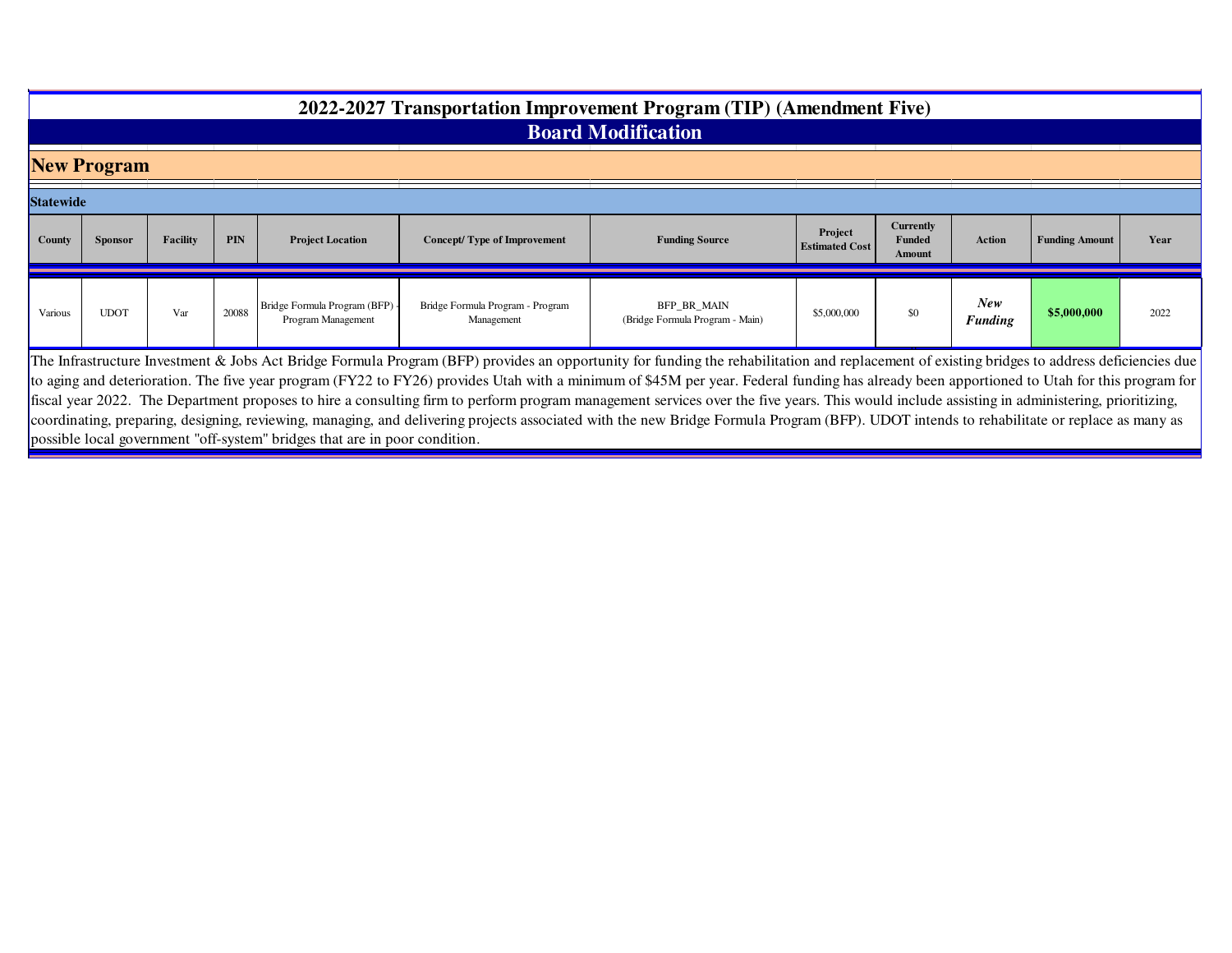# 2022-2027 Transportation Improvement Program (TIP) (Amendment Five)

## Board Modification

### New Program

**Statewide**

| County | Sponsor | Facility | PIN | Project Location | Concept/ Type of Improvement | Funding Source | Project Estimated Cost | Currently Funded Amount | Action | Funding Amount | Year |
|---|---|---|---|---|---|---|---|---|---|---|---|
| Various | UDOT | Var | 20088 | Bridge Formula Program (BFP) - Program Management | Bridge Formula Program - Program Management | BFP_BR_MAIN (Bridge Formula Program - Main) | $5,000,000 | $0 | ***New Funding*** | **$5,000,000** | 2022 |

The Infrastructure Investment & Jobs Act Bridge Formula Program (BFP) provides an opportunity for funding the rehabilitation and replacement of existing bridges to address deficiencies due to aging and deterioration. The five year program (FY22 to FY26) provides Utah with a minimum of $45M per year. Federal funding has already been apportioned to Utah for this program for fiscal year 2022. The Department proposes to hire a consulting firm to perform program management services over the five years. This would include assisting in administering, prioritizing, coordinating, preparing, designing, reviewing, managing, and delivering projects associated with the new Bridge Formula Program (BFP). UDOT intends to rehabilitate or replace as many as possible local government "off-system" bridges that are in poor condition.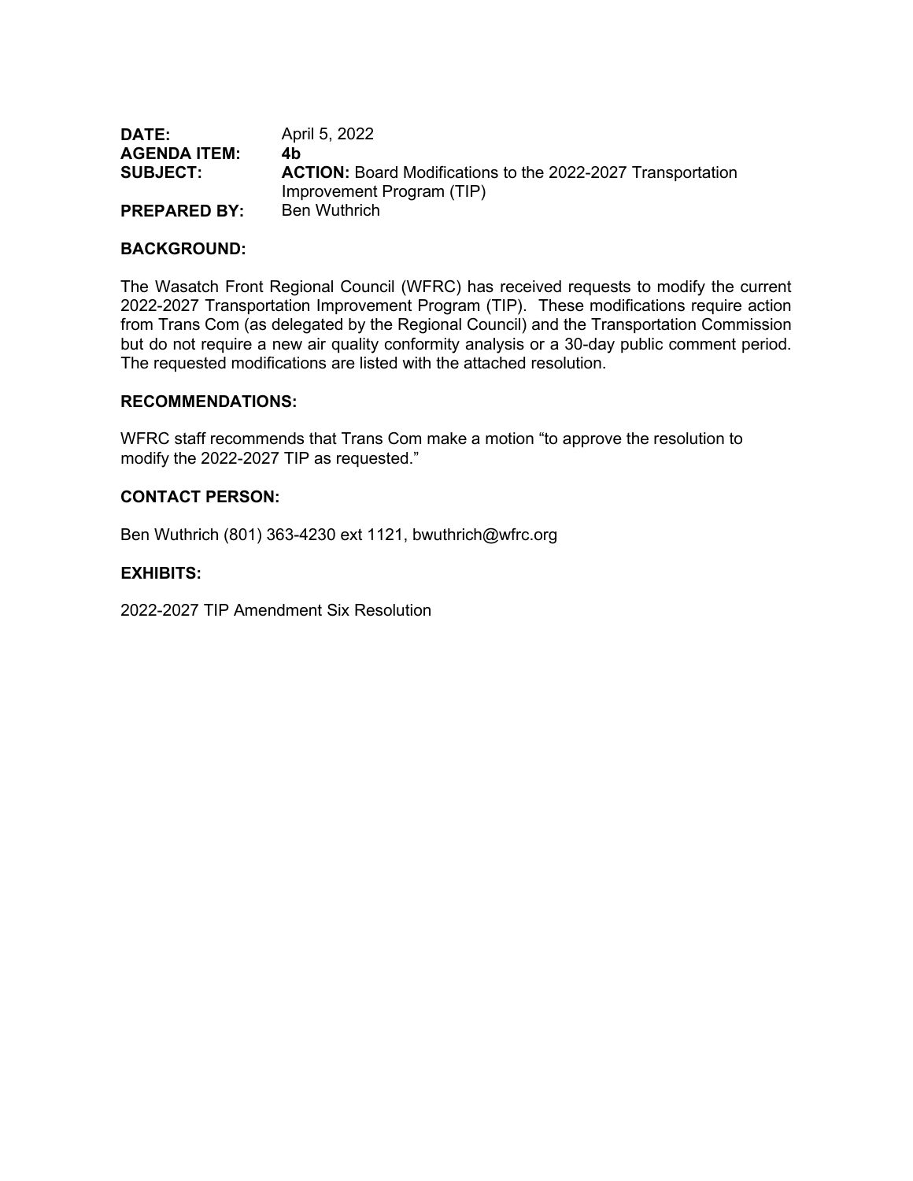**DATE:** April 5, 2022
**AGENDA ITEM:** **4b**
**SUBJECT:** **ACTION:** Board Modifications to the 2022-2027 Transportation Improvement Program (TIP)
**PREPARED BY:** Ben Wuthrich

## BACKGROUND:

The Wasatch Front Regional Council (WFRC) has received requests to modify the current 2022-2027 Transportation Improvement Program (TIP). These modifications require action from Trans Com (as delegated by the Regional Council) and the Transportation Commission but do not require a new air quality conformity analysis or a 30-day public comment period. The requested modifications are listed with the attached resolution.

## RECOMMENDATIONS:

WFRC staff recommends that Trans Com make a motion "to approve the resolution to modify the 2022-2027 TIP as requested."

## CONTACT PERSON:

Ben Wuthrich (801) 363-4230 ext 1121, bwuthrich@wfrc.org

## EXHIBITS:

2022-2027 TIP Amendment Six Resolution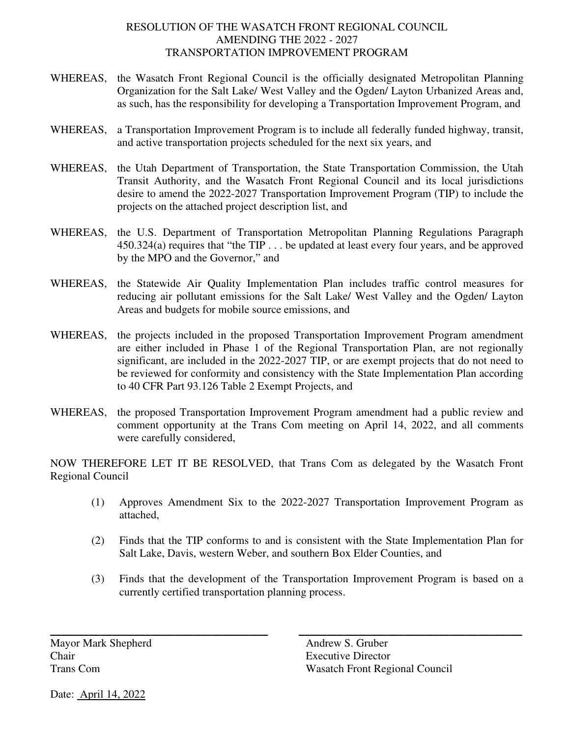# RESOLUTION OF THE WASATCH FRONT REGIONAL COUNCIL AMENDING THE 2022 - 2027 TRANSPORTATION IMPROVEMENT PROGRAM

WHEREAS, the Wasatch Front Regional Council is the officially designated Metropolitan Planning Organization for the Salt Lake/ West Valley and the Ogden/ Layton Urbanized Areas and, as such, has the responsibility for developing a Transportation Improvement Program, and

WHEREAS, a Transportation Improvement Program is to include all federally funded highway, transit, and active transportation projects scheduled for the next six years, and

WHEREAS, the Utah Department of Transportation, the State Transportation Commission, the Utah Transit Authority, and the Wasatch Front Regional Council and its local jurisdictions desire to amend the 2022-2027 Transportation Improvement Program (TIP) to include the projects on the attached project description list, and

WHEREAS, the U.S. Department of Transportation Metropolitan Planning Regulations Paragraph 450.324(a) requires that "the TIP . . . be updated at least every four years, and be approved by the MPO and the Governor," and

WHEREAS, the Statewide Air Quality Implementation Plan includes traffic control measures for reducing air pollutant emissions for the Salt Lake/ West Valley and the Ogden/ Layton Areas and budgets for mobile source emissions, and

WHEREAS, the projects included in the proposed Transportation Improvement Program amendment are either included in Phase 1 of the Regional Transportation Plan, are not regionally significant, are included in the 2022-2027 TIP, or are exempt projects that do not need to be reviewed for conformity and consistency with the State Implementation Plan according to 40 CFR Part 93.126 Table 2 Exempt Projects, and

WHEREAS, the proposed Transportation Improvement Program amendment had a public review and comment opportunity at the Trans Com meeting on April 14, 2022, and all comments were carefully considered,

NOW THEREFORE LET IT BE RESOLVED, that Trans Com as delegated by the Wasatch Front Regional Council

(1) Approves Amendment Six to the 2022-2027 Transportation Improvement Program as attached,

(2) Finds that the TIP conforms to and is consistent with the State Implementation Plan for Salt Lake, Davis, western Weber, and southern Box Elder Counties, and

(3) Finds that the development of the Transportation Improvement Program is based on a currently certified transportation planning process.

| \_\_\_\_\_\_\_\_\_\_\_\_\_\_\_\_\_\_\_\_\_\_\_\_\_\_\_\_\_\_ | \_\_\_\_\_\_\_\_\_\_\_\_\_\_\_\_\_\_\_\_\_\_\_\_\_\_\_\_\_\_ |
| --- | --- |
| Mayor Mark Shepherd | Andrew S. Gruber |
| Chair | Executive Director |
| Trans Com | Wasatch Front Regional Council |

Date: April 14, 2022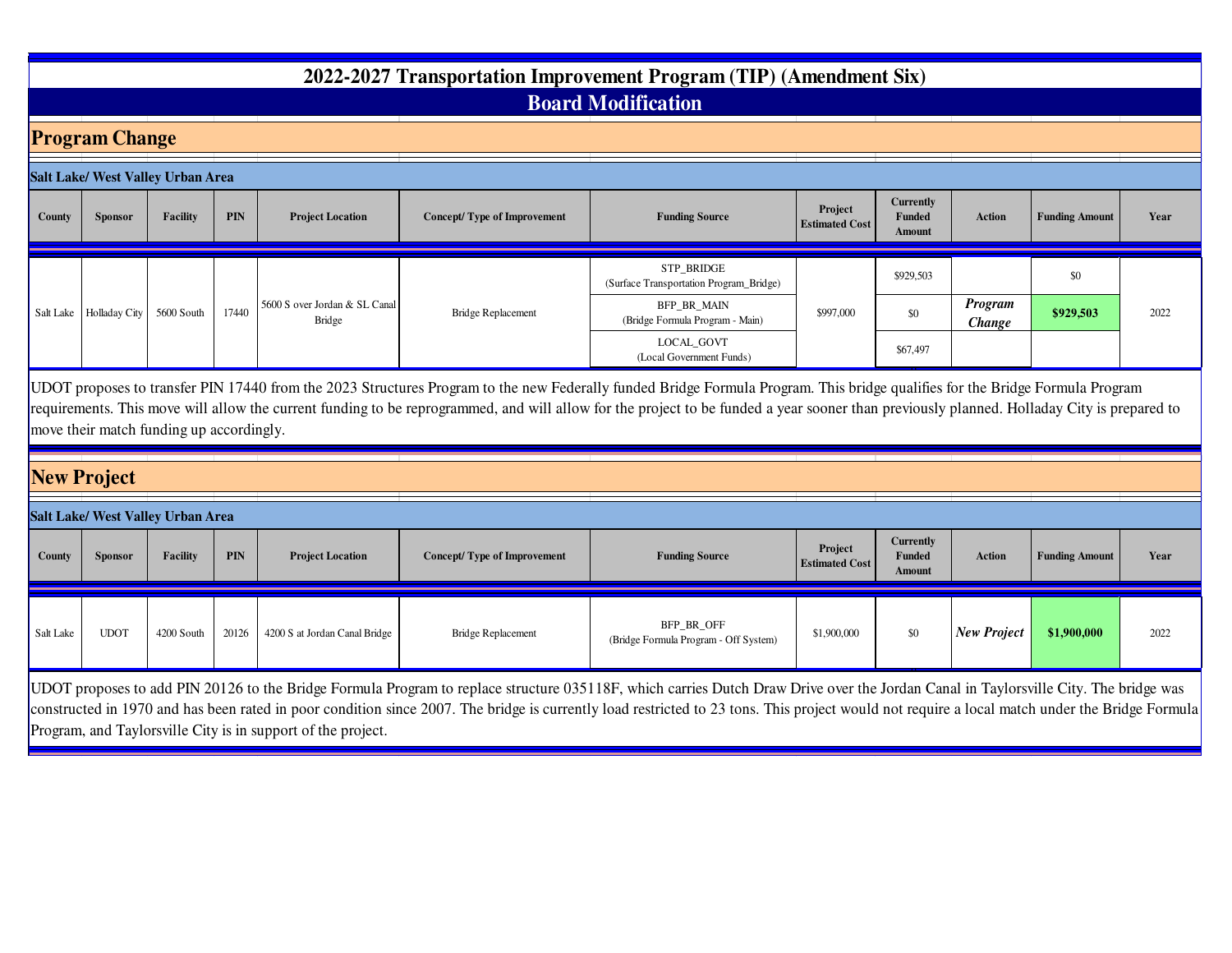# 2022-2027 Transportation Improvement Program (TIP) (Amendment Six)

## Board Modification

### Program Change

**Salt Lake/ West Valley Urban Area**

| County | Sponsor | Facility | PIN | Project Location | Concept/ Type of Improvement | Funding Source | Project Estimated Cost | Currently Funded Amount | Action | Funding Amount | Year |
|---|---|---|---|---|---|---|---|---|---|---|---|
| Salt Lake | Holladay City | 5600 South | 17440 | 5600 S over Jordan & SL Canal Bridge | Bridge Replacement | STP_BRIDGE (Surface Transportation Program_Bridge) | $997,000 | $929,503 | | $0 | 2022 |
| | | | | | | BFP_BR_MAIN (Bridge Formula Program - Main) | | $0 | ***Program Change*** | **$929,503** | |
| | | | | | | LOCAL_GOVT (Local Government Funds) | | $67,497 | | | |

UDOT proposes to transfer PIN 17440 from the 2023 Structures Program to the new Federally funded Bridge Formula Program. This bridge qualifies for the Bridge Formula Program requirements. This move will allow the current funding to be reprogrammed, and will allow for the project to be funded a year sooner than previously planned. Holladay City is prepared to move their match funding up accordingly.

### New Project

**Salt Lake/ West Valley Urban Area**

| County | Sponsor | Facility | PIN | Project Location | Concept/ Type of Improvement | Funding Source | Project Estimated Cost | Currently Funded Amount | Action | Funding Amount | Year |
|---|---|---|---|---|---|---|---|---|---|---|---|
| Salt Lake | UDOT | 4200 South | 20126 | 4200 S at Jordan Canal Bridge | Bridge Replacement | BFP_BR_OFF (Bridge Formula Program - Off System) | $1,900,000 | $0 | ***New Project*** | **$1,900,000** | 2022 |

UDOT proposes to add PIN 20126 to the Bridge Formula Program to replace structure 035118F, which carries Dutch Draw Drive over the Jordan Canal in Taylorsville City. The bridge was constructed in 1970 and has been rated in poor condition since 2007. The bridge is currently load restricted to 23 tons. This project would not require a local match under the Bridge Formula Program, and Taylorsville City is in support of the project.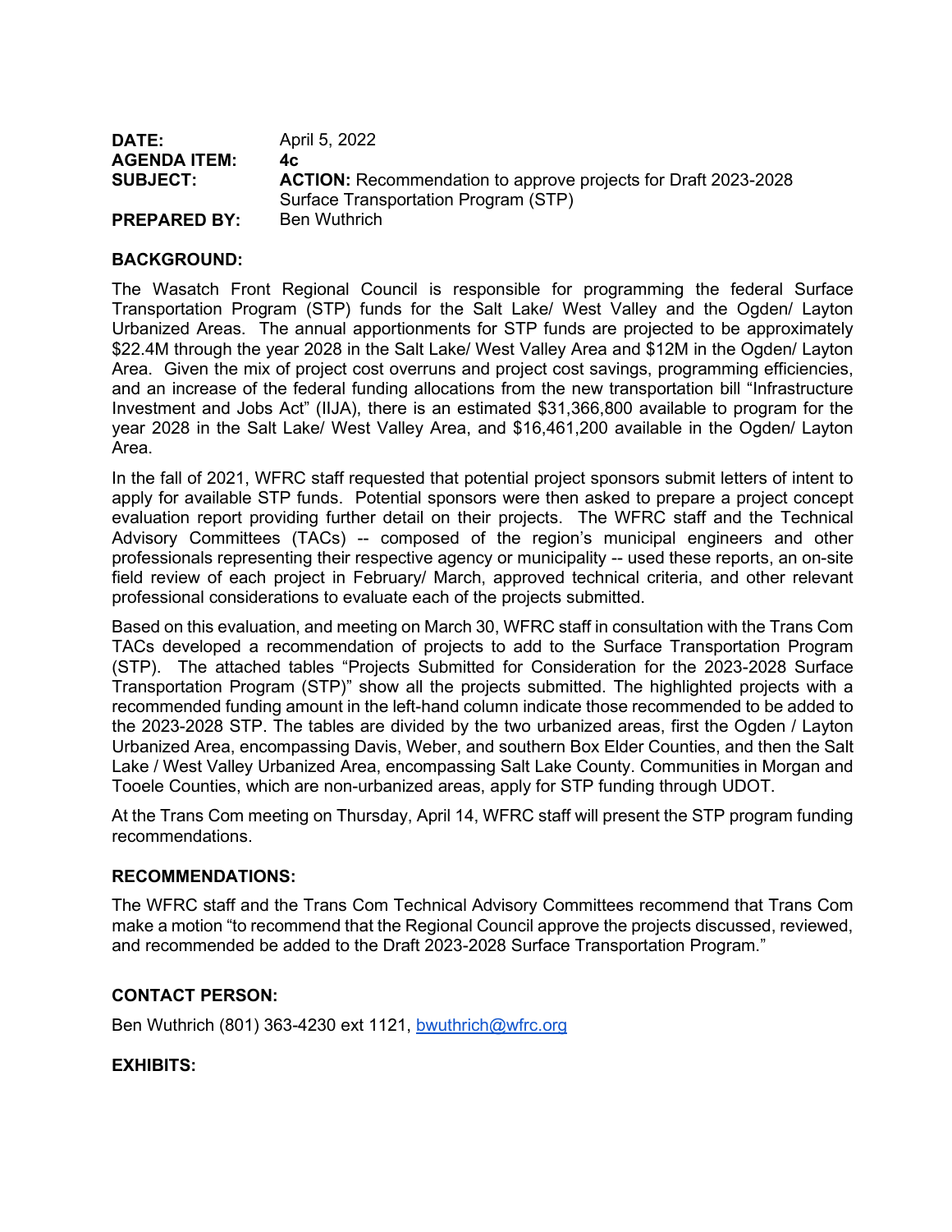**DATE:** April 5, 2022
**AGENDA ITEM:** 4c
**SUBJECT:** **ACTION:** Recommendation to approve projects for Draft 2023-2028 Surface Transportation Program (STP)
**PREPARED BY:** Ben Wuthrich

## BACKGROUND:

The Wasatch Front Regional Council is responsible for programming the federal Surface Transportation Program (STP) funds for the Salt Lake/ West Valley and the Ogden/ Layton Urbanized Areas. The annual apportionments for STP funds are projected to be approximately $22.4M through the year 2028 in the Salt Lake/ West Valley Area and $12M in the Ogden/ Layton Area. Given the mix of project cost overruns and project cost savings, programming efficiencies, and an increase of the federal funding allocations from the new transportation bill "Infrastructure Investment and Jobs Act" (IIJA), there is an estimated $31,366,800 available to program for the year 2028 in the Salt Lake/ West Valley Area, and $16,461,200 available in the Ogden/ Layton Area.

In the fall of 2021, WFRC staff requested that potential project sponsors submit letters of intent to apply for available STP funds. Potential sponsors were then asked to prepare a project concept evaluation report providing further detail on their projects. The WFRC staff and the Technical Advisory Committees (TACs) -- composed of the region's municipal engineers and other professionals representing their respective agency or municipality -- used these reports, an on-site field review of each project in February/ March, approved technical criteria, and other relevant professional considerations to evaluate each of the projects submitted.

Based on this evaluation, and meeting on March 30, WFRC staff in consultation with the Trans Com TACs developed a recommendation of projects to add to the Surface Transportation Program (STP). The attached tables "Projects Submitted for Consideration for the 2023-2028 Surface Transportation Program (STP)" show all the projects submitted. The highlighted projects with a recommended funding amount in the left-hand column indicate those recommended to be added to the 2023-2028 STP. The tables are divided by the two urbanized areas, first the Ogden / Layton Urbanized Area, encompassing Davis, Weber, and southern Box Elder Counties, and then the Salt Lake / West Valley Urbanized Area, encompassing Salt Lake County. Communities in Morgan and Tooele Counties, which are non-urbanized areas, apply for STP funding through UDOT.

At the Trans Com meeting on Thursday, April 14, WFRC staff will present the STP program funding recommendations.

## RECOMMENDATIONS:

The WFRC staff and the Trans Com Technical Advisory Committees recommend that Trans Com make a motion "to recommend that the Regional Council approve the projects discussed, reviewed, and recommended be added to the Draft 2023-2028 Surface Transportation Program."

## CONTACT PERSON:

Ben Wuthrich (801) 363-4230 ext 1121, bwuthrich@wfrc.org

## EXHIBITS: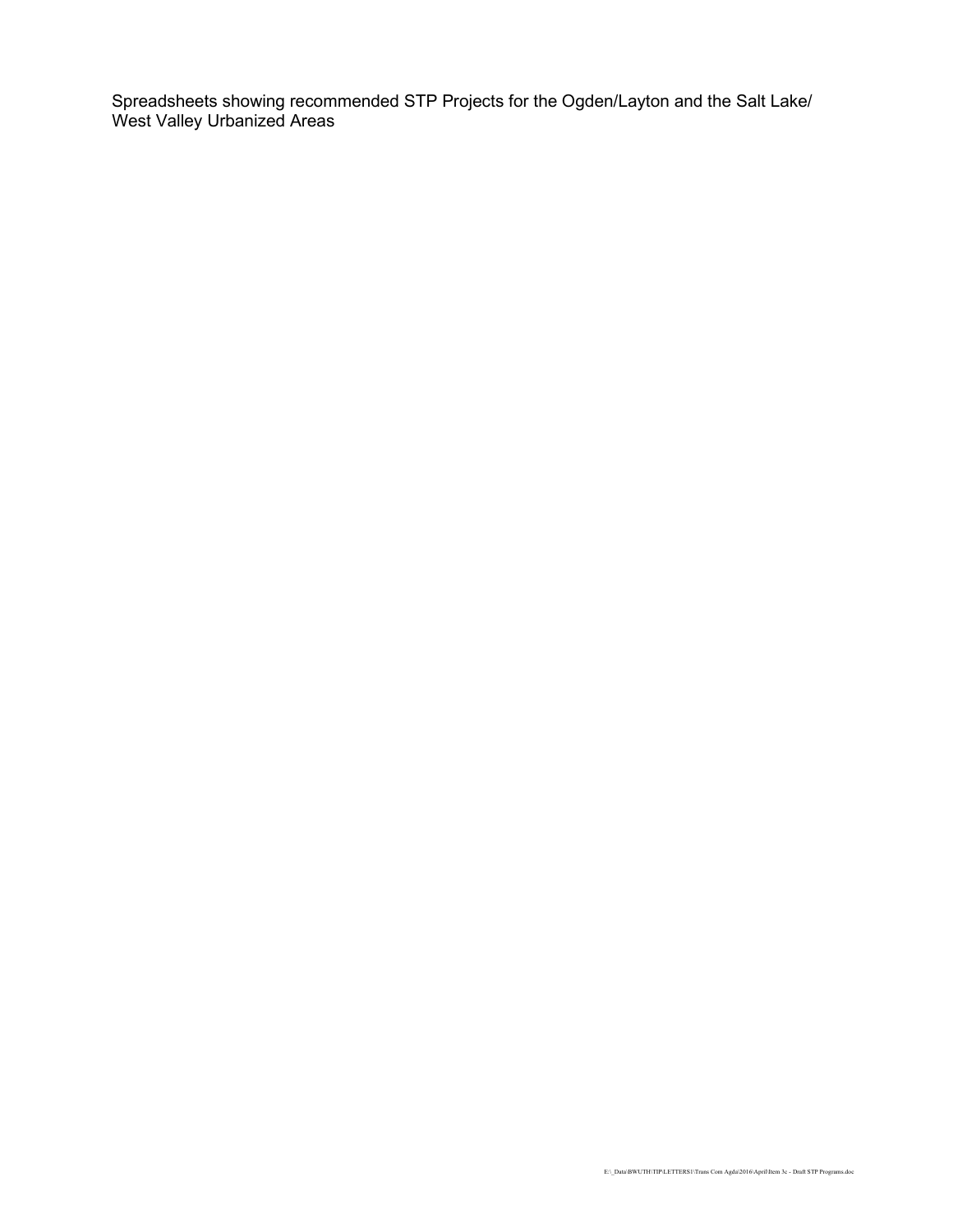Spreadsheets showing recommended STP Projects for the Ogden/Layton and the Salt Lake/ West Valley Urbanized Areas

E:\_Data\BWUTH\TIP\LETTERS1\Trans Com Agda\2016\April\Item 3c - Draft STP Programs.doc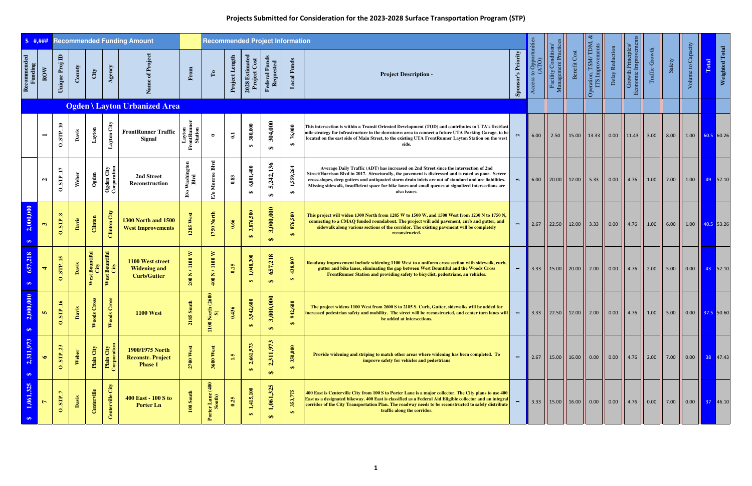# Projects Submitted for Consideration for the 2023-2028 Surface Transportation Program (STP)

| $ #,### | Recommended Funding Amount | | | | | | Recommended Project Information | | | | | | | | | | | | | | | | | | |
|---|---|---|---|---|---|---|---|---|---|---|---|---|---|---|---|---|---|---|---|---|---|---|---|---|---|
| Recommended Funding | ROW | Unique Proj ID | County | City | Agency | Name of Project | From | To | Project Length | 2028 Estimated Project Cost | Federal Funds Requested | Local Funds | Project Description - | Sponsor's Priority | Access to Opportunities (ATO) | Facility Condition/ Management Practices | Benefit Cost | Operation, TSM/ TDM, & ITS Improvements | Delay Reduction | Growth Principles/ Economic Improvements | Traffic Growth | Safety | Volume to Capacity | Total | Weighted Total |
| **Ogden \ Layton Urbanized Area** | | | | | | | | | | | | | | | | | | | | | | | | | |
| | 1 | O_STP_10 | Davis | Layton | Layton City | FrontRunner Traffic Signal | Layton FrontRunner Station | 0 | 0.1 | $ 380,000 | $ 304,000 | $ 76,000 | This intersection is within a Transit Oriented Development (TOD) and contributes to UTA's first/last mile strategy for infrastructure in the downtown area to connect a future UTA Parking Garage, to be located on the east side of Main Street, to the existing UTA FrontRunner Layton Station on the west side. | 2 | 6.00 | 2.50 | 15.00 | 13.33 | 0.00 | 11.43 | 3.00 | 8.00 | 1.00 | 60.5 | 60.26 |
| | 2 | O_STP_17 | Weber | Ogden | Ogden City Corporation | 2nd Street Reconstruction | E/o Washington Blvd | E/o Monroe Blvd | 0.83 | $ 6,801,400 | $ 5,242,136 | $ 1,559,264 | Average Daily Traffic (ADT) has increased on 2nd Street since the intersection of 2nd Street/Harrison Blvd in 2017. Structurally, the pavement is distressed and is rated as poor. Severe cross-slopes, deep gutters and antiquated storm drain inlets are out of standard and are liabilities. Missing sidewalk, insufficient space for bike lanes and small queues at signalized intersections are also issues. | 3 | 6.00 | 20.00 | 12.00 | 5.33 | 0.00 | 4.76 | 1.00 | 7.00 | 1.00 | 49 | 57.10 |
| $ 2,000,000 | 3 | O_STP_8 | Davis | Clinton | Clinton City | 1300 North and 1500 West Improvements | 1285 West | 1750 North | 0.66 | $ 3,876,500 | $ 3,000,000 | $ 876,500 | This project will widen 1300 North from 1285 W to 1500 W, and 1500 West from 1230 N to 1750 N, connecting to a CMAQ funded roundabout. The project will add pavement, curb and gutter, and sidewalk along various sections of the corridor. The existing pavement will be completely reconstructed. | 1 | 2.67 | 22.50 | 12.00 | 3.33 | 0.00 | 4.76 | 1.00 | 6.00 | 1.00 | 40.5 | 53.26 |
| $ 657,218 | 4 | O_STP_15 | Davis | West Bountiful City | West Bountiful City | 1100 West street Widening and Curb/Gutter | 200 N / 1100 W | 400 N / 1100 W | 0.15 | $ 1,048,300 | $ 657,218 | $ 438,807 | Roadway improvement include widening 1100 West to a uniform cross section with sidewalk, curb, gutter and bike lanes, eliminating the gap between West Bountiful and the Woods Cross FrontRunner Station and providing safety to bicyclist, pedestrians, an vehicles. | 1 | 3.33 | 15.00 | 20.00 | 2.00 | 0.00 | 4.76 | 2.00 | 5.00 | 0.00 | 43 | 52.10 |
| $ 2,000,000 | 5 | O_STP_16 | Davis | Woods Cross | Woods Cross | 1100 West | 2185 South | 1100 North (2600 S) | 0.436 | $ 3,942,600 | $ 3,000,000 | $ 942,600 | The project widens 1100 West from 2600 S to 2185 S. Curb, Gutter, sidewalks will be added for increased pedestrian safety and mobility. The street will be reconstructed, and center turn lanes will be added at intersections. | 1 | 3.33 | 22.50 | 12.00 | 2.00 | 0.00 | 4.76 | 1.00 | 5.00 | 0.00 | 37.5 | 50.60 |
| $ 2,311,973 | 6 | O_STP_23 | Weber | Plain City | Plain City Corporation | 1900/1975 North Reconstr. Project Phase 1 | 2700 West | 3600 West | 1.5 | $ 2,661,973 | $ 2,311,973 | $ 350,000 | Provide widening and striping to match other areas where widening has been completed. To improve safety for vehicles and pedestrians | 1 | 2.67 | 15.00 | 16.00 | 0.00 | 0.00 | 4.76 | 2.00 | 7.00 | 0.00 | 38 | 47.43 |
| $ 1,061,325 | 7 | O_STP_7 | Davis | Centerville | Centerville City | 400 East - 100 S to Porter Ln | 100 South | Porter Lane (400 South) | 0.25 | $ 1,415,100 | $ 1,061,325 | $ 353,775 | 400 East is Centerville City from 100 S to Porter Lane is a major collector. The City plans to use 400 East as a designated bikeway. 400 East is classified as a Federal Aid Eligible collector and an integral corridor of the City Transportation Plan. The roadway needs to be reconstructed to safely distribute traffic along the corridor. | 1 | 3.33 | 15.00 | 16.00 | 0.00 | 0.00 | 4.76 | 0.00 | 7.00 | 0.00 | 37 | 46.10 |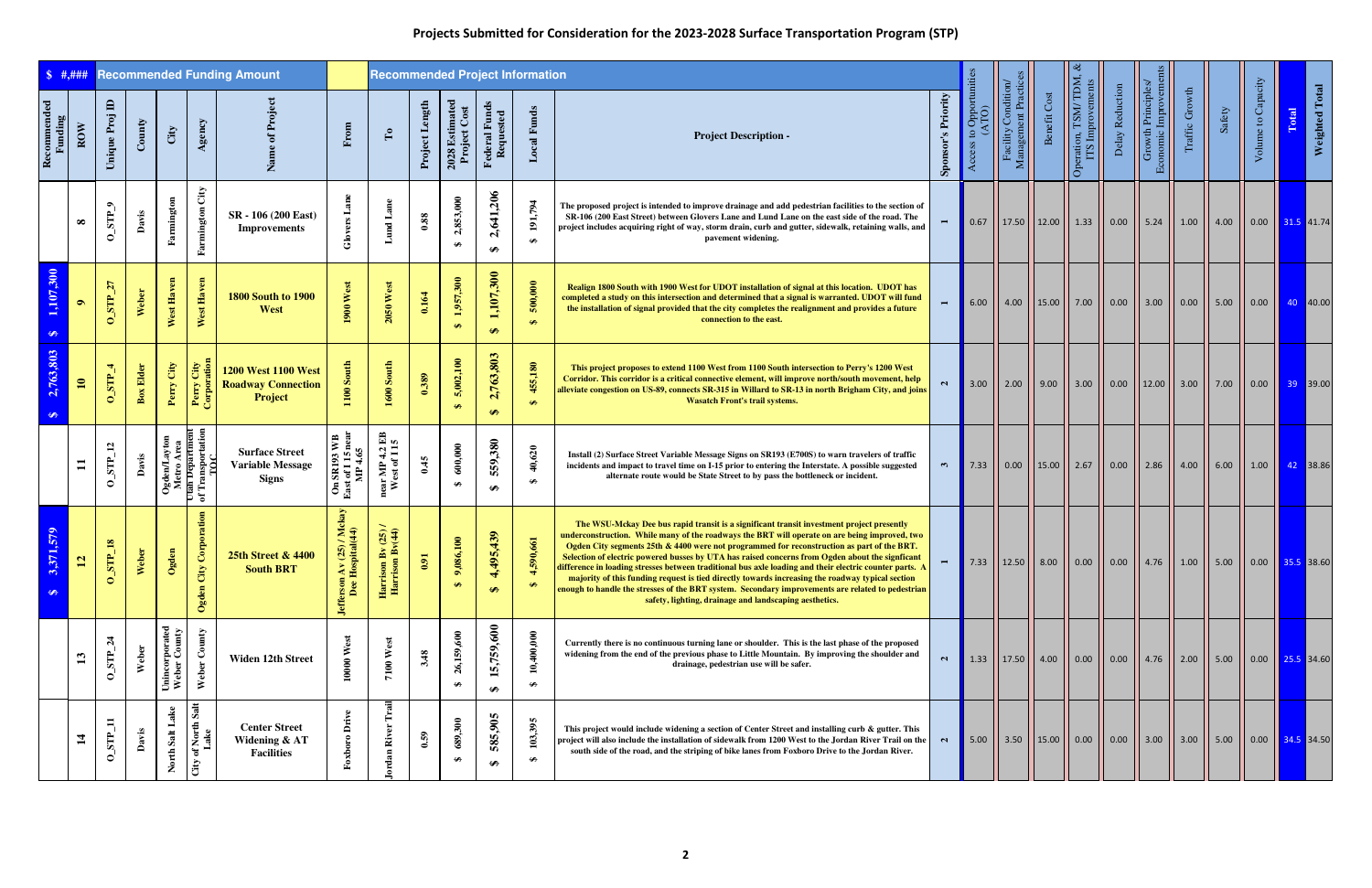# Projects Submitted for Consideration for the 2023-2028 Surface Transportation Program (STP)

| $ #,### | Recommended Funding Amount | | | | | | Recommended Project Information | | | | | | | | | | | | | | | | | | |
|---|---|---|---|---|---|---|---|---|---|---|---|---|---|---|---|---|---|---|---|---|---|---|---|---|---|
| Recommended Funding | ROW | Unique Proj ID | County | City | Agency | Name of Project | From | To | Project Length | 2028 Estimated Project Cost | Federal Funds Requested | Local Funds | Project Description - | Sponsor's Priority | Access to Opportunities (ATO) | Facility Condition/ Management Practices | Benefit Cost | Operation, TSM/ TDM, & ITS Improvements | Delay Reduction | Growth Principles/ Economic Improvements | Traffic Growth | Safety | Volume to Capacity | Total | Weighted Total |
| | 8 | O_STP_9 | Davis | Farmington | Farmington City | SR - 106 (200 East) Improvements | Glovers Lane | Lund Lane | 0.88 | $ 2,853,000 | $ 2,641,206 | $ 191,794 | The proposed project is intended to improve drainage and add pedestrian facilities to the section of SR-106 (200 East Street) between Glovers Lane and Lund Lane on the east side of the road. The project includes acquiring right of way, storm drain, curb and gutter, sidewalk, retaining walls, and pavement widening. | 1 | 0.67 | 17.50 | 12.00 | 1.33 | 0.00 | 5.24 | 1.00 | 4.00 | 0.00 | 31.5 | 41.74 |
| $ 1,107,300 | 9 | O_STP_27 | Weber | West Haven | West Haven | 1800 South to 1900 West | 1900 West | 2050 West | 0.164 | $ 1,957,300 | $ 1,107,300 | $ 500,000 | Realign 1800 South with 1900 West for UDOT installation of signal at this location. UDOT has completed a study on this intersection and determined that a signal is warranted. UDOT will fund the installation of signal provided that the city completes the realignment and provides a future connection to the east. | 1 | 6.00 | 4.00 | 15.00 | 7.00 | 0.00 | 3.00 | 0.00 | 5.00 | 0.00 | 40 | 40.00 |
| $ 2,763,803 | 10 | O_STP_4 | Box Elder | Perry City | Perry City Corporation | 1200 West 1100 West Roadway Connection Project | 1100 South | 1600 South | 0.389 | $ 5,002,100 | $ 2,763,803 | $ 455,180 | This project proposes to extend 1100 West from 1100 South intersection to Perry's 1200 West Corridor. This corridor is a critical connective element, will improve north/south movement, help alleviate congestion on US-89, connects SR-315 in Willard to SR-13 in north Brigham City, and joins Wasatch Front's trail systems. | 2 | 3.00 | 2.00 | 9.00 | 3.00 | 0.00 | 12.00 | 3.00 | 7.00 | 0.00 | 39 | 39.00 |
| | 11 | O_STP_12 | Davis | Ogden/Layton Metro Area | Utah Department of Transportation TOC | Surface Street Variable Message Signs | On SR193 WB East of I 15 near MP 4.65 | near MP 4.2 EB West of I 15 | 0.45 | $ 600,000 | $ 559,380 | $ 40,620 | Install (2) Surface Street Variable Message Signs on SR193 (E700S) to warn travelers of traffic incidents and impact to travel time on I-15 prior to entering the Interstate. A possible suggested alternate route would be State Street to by pass the bottleneck or incident. | 3 | 7.33 | 0.00 | 15.00 | 2.67 | 0.00 | 2.86 | 4.00 | 6.00 | 1.00 | 42 | 38.86 |
| $ 3,371,579 | 12 | O_STP_18 | Weber | Ogden | Ogden City Corporation | 25th Street & 4400 South BRT | Jefferson Av (25) / Mckay Dee Hospital(44) | Harrison Bv (25) / Harrison Bv(44) | 0.91 | $ 9,086,100 | $ 4,495,439 | $ 4,590,661 | The WSU-Mckay Dee bus rapid transit is a significant transit investment project presently underconstruction. While many of the roadways the BRT will operate on are being improved, two Ogden City segments 25th & 4400 were not programmed for reconstruction as part of the BRT. Selection of electric powered busses by UTA has raised concerns from Ogden about the signficant difference in loading stresses between traditional bus axle loading and their electric counter parts. A majority of this funding request is tied directly towards increasing the roadway typical section enough to handle the stresses of the BRT system. Secondary improvements are related to pedestrian safety, lighting, drainage and landscaping aesthetics. | 1 | 7.33 | 12.50 | 8.00 | 0.00 | 0.00 | 4.76 | 1.00 | 5.00 | 0.00 | 35.5 | 38.60 |
| | 13 | O_STP_24 | Weber | Unincorporated Weber County | Weber County | Widen 12th Street | 10000 West | 7100 West | 3.48 | $ 26,159,600 | $ 15,759,600 | $ 10,400,000 | Currently there is no continuous turning lane or shoulder. This is the last phase of the proposed widening from the end of the previous phase to Little Mountain. By improving the shoulder and drainage, pedestrian use will be safer. | 2 | 1.33 | 17.50 | 4.00 | 0.00 | 0.00 | 4.76 | 2.00 | 5.00 | 0.00 | 25.5 | 34.60 |
| | 14 | O_STP_11 | Davis | North Salt Lake | City of North Salt Lake | Center Street Widening & AT Facilities | Foxboro Drive | Jordan River Trail | 0.59 | $ 689,300 | $ 585,905 | $ 103,395 | This project would include widening a section of Center Street and installing curb & gutter. This project will also include the installation of sidewalk from 1200 West to the Jordan River Trail on the south side of the road, and the striping of bike lanes from Foxboro Drive to the Jordan River. | 2 | 5.00 | 3.50 | 15.00 | 0.00 | 0.00 | 3.00 | 3.00 | 5.00 | 0.00 | 34.5 | 34.50 |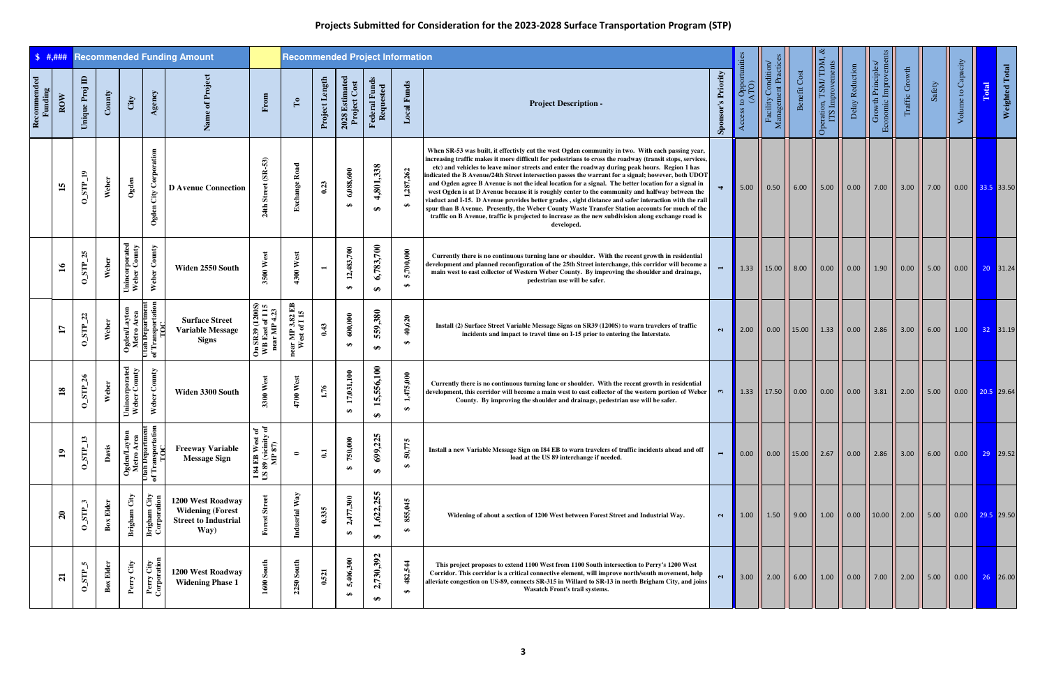# Projects Submitted for Consideration for the 2023-2028 Surface Transportation Program (STP)

| $ #,### | Recommended Funding Amount | | | | | | Recommended Project Information | | | | | | | | | | | | | | | | | |
|---|---|---|---|---|---|---|---|---|---|---|---|---|---|---|---|---|---|---|---|---|---|---|---|---|
| Recommended Funding | ROW | Unique Proj ID | County | City | Agency | Name of Project | From | To | Project Length | 2028 Estimated Project Cost | Federal Funds Requested | Local Funds | Project Description - | Sponsor's Priority | Access to Opportunities (ATO) | Facility Condition/ Management Practices | Benefit Cost | Operation, TSM/TDM, & ITS Improvements | Delay Reduction | Growth Principles/ Economic Improvements | Traffic Growth | Safety | Volume to Capacity | Total | Weighted Total |
| | 15 | O_STP_19 | Weber | Ogden | Ogden City Corporation | D Avenue Connection | 24th Street (SR-53) | Exchange Road | 0.23 | $ 6,088,600 | $ 4,801,338 | $ 1,287,262 | When SR-53 was built, it effectivly cut the west Ogden community in two. With each passing year, increasing traffic makes it more difficult for pedestrians to cross the roadway (transit stops, services, etc) and vehicles to leave minor streets and enter the roadway during peak hours. Region 1 has indicated the B Avenue/24th Street intersection passes the warrant for a signal; however, both UDOT and Ogden agree B Avenue is not the ideal location for a signal. The better location for a signal in west Ogden is at D Avenue because it is roughly center to the community and halfway between the viaduct and I-15. D Avenue provides better grades , sight distance and safer interaction with the rail spur than B Avenue. Presently, the Weber County Waste Transfer Station accounts for much of the traffic on B Avenue, traffic is projected to increase as the new subdivision along exchange road is developed. | 4 | 5.00 | 0.50 | 6.00 | 5.00 | 0.00 | 7.00 | 3.00 | 7.00 | 0.00 | 33.5 | 33.50 |
| | 16 | O_STP_25 | Weber | Unincorporated Weber County | Weber County | Widen 2550 South | 3500 West | 4300 West | 1 | $ 12,483,700 | $ 6,783,700 | $ 5,700,000 | Currently there is no continuous turning lane or shoulder. With the recent growth in residential development and planned reconfiguration of the 25th Street interchange, this corridor will become a main west to east collector of Western Weber County. By improving the shoulder and drainage, pedestrian use will be safer. | 1 | 1.33 | 15.00 | 8.00 | 0.00 | 0.00 | 1.90 | 0.00 | 5.00 | 0.00 | 20 | 31.24 |
| | 17 | O_STP_22 | Weber | Ogden/Layton Metro Area | Utah Department of Transportation TOC | Surface Street Variable Message Signs | On SR39 (1200S) WB East of I 15 near MP 4.23 | near MP 3.82 EB West of I 15 | 0.43 | $ 600,000 | $ 559,380 | $ 40,620 | Install (2) Surface Street Variable Message Signs on SR39 (1200S) to warn travelers of traffic incidents and impact to travel time on I-15 prior to entering the Interstate. | 2 | 2.00 | 0.00 | 15.00 | 1.33 | 0.00 | 2.86 | 3.00 | 6.00 | 1.00 | 32 | 31.19 |
| | 18 | O_STP_26 | Weber | Unincorporated Weber County | Weber County | Widen 3300 South | 3300 West | 4700 West | 1.76 | $ 17,031,100 | $ 15,556,100 | $ 1,475,000 | Currently there is no continuous turning lane or shoulder. With the recent growth in residential development, this corridor will become a main west to east collector of the western portion of Weber County. By improving the shoulder and drainage, pedestrian use will be safer. | 3 | 1.33 | 17.50 | 0.00 | 0.00 | 0.00 | 3.81 | 2.00 | 5.00 | 0.00 | 20.5 | 29.64 |
| | 19 | O_STP_13 | Davis | Ogden/Layton Metro Area | Utah Department of Transportation TOC | Freeway Variable Message Sign | I 84 EB West of US 89 (vicinity of MP 87) | 0 | 0.1 | $ 750,000 | $ 699,225 | $ 50,775 | Install a new Variable Message Sign on I84 EB to warn travelers of traffic incidents ahead and off load at the US 89 interchange if needed. | 1 | 0.00 | 0.00 | 15.00 | 2.67 | 0.00 | 2.86 | 3.00 | 6.00 | 0.00 | 29 | 29.52 |
| | 20 | O_STP_3 | Box Elder | Brigham City | Brigham City Corporation | 1200 West Roadway Widening (Forest Street to Industrial Way) | Forest Street | Indusrial Way | 0.335 | $ 2,477,300 | $ 1,622,255 | $ 855,045 | Widening of about a section of 1200 West between Forest Street and Industrial Way. | 2 | 1.00 | 1.50 | 9.00 | 1.00 | 0.00 | 10.00 | 2.00 | 5.00 | 0.00 | 29.5 | 29.50 |
| | 21 | O_STP_5 | Box Elder | Perry City | Perry City Corporation | 1200 West Roadway Widening Phase 1 | 1600 South | 2250 South | 0.521 | $ 5,406,300 | $ 2,730,392 | $ 482,544 | This project proposes to extend 1100 West from 1100 South intersection to Perry's 1200 West Corridor. This corridor is a critical connective element, will improve north/south movement, help alleviate congestion on US-89, connects SR-315 in Willard to SR-13 in north Brigham City, and joins Wasatch Front's trail systems. | 2 | 3.00 | 2.00 | 6.00 | 1.00 | 0.00 | 7.00 | 2.00 | 5.00 | 0.00 | 26 | 26.00 |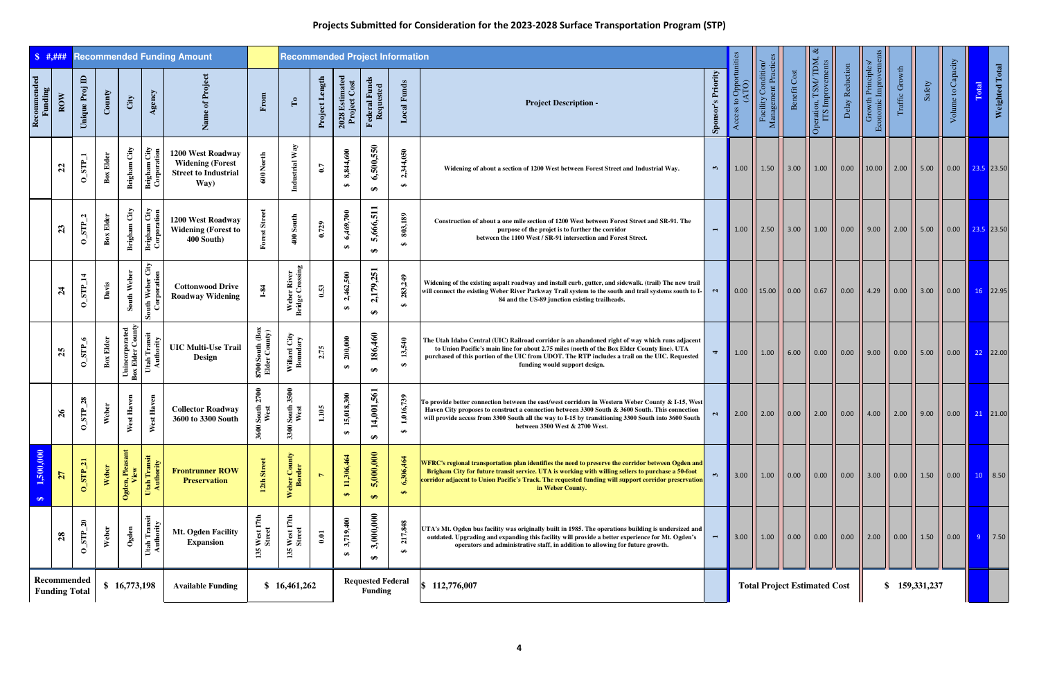# Projects Submitted for Consideration for the 2023-2028 Surface Transportation Program (STP)

| $ #,### | | Recommended Funding Amount | | | | Recommended Project Information | | | | | | | | | | | | | | | | | | |
|---|---|---|---|---|---|---|---|---|---|---|---|---|---|---|---|---|---|---|---|---|---|---|---|---|
| Recommended Funding | ROW | Unique Proj ID | County | City | Agency | Name of Project | From | To | Project Length | 2028 Estimated Project Cost | Federal Funds Requested | Local Funds | Project Description - | Sponsor's Priority | Access to Opportunities (ATO) | Facility Condition/ Management Practices | Benefit Cost | Operation, TSM/TDM, & ITS Improvements | Delay Reduction | Growth Principles/ Economic Improvements | Traffic Growth | Safety | Volume to Capacity | Total | Weighted Total |
| | 22 | O_STP_1 | Box Elder | Brigham City | Brigham City Corporation | 1200 West Roadway Widening (Forest Street to Industrial Way) | 600 North | Industrial Way | 0.7 | $ 8,844,600 | $ 6,500,550 | $ 2,344,050 | Widening of about a section of 1200 West between Forest Street and Industrial Way. | 3 | 1.00 | 1.50 | 3.00 | 1.00 | 0.00 | 10.00 | 2.00 | 5.00 | 0.00 | 23.5 | 23.50 |
| | 23 | O_STP_2 | Box Elder | Brigham City | Brigham City Corporation | 1200 West Roadway Widening (Forest to 400 South) | Forest Street | 400 South | 0.729 | $ 6,469,700 | $ 5,666,511 | $ 803,189 | Construction of about a one mile section of 1200 West between Forest Street and SR-91. The purpose of the projet is to further the corridor between the 1100 West / SR-91 intersection and Forest Street. | 1 | 1.00 | 2.50 | 3.00 | 1.00 | 0.00 | 9.00 | 2.00 | 5.00 | 0.00 | 23.5 | 23.50 |
| | 24 | O_STP_14 | Davis | South Weber | South Weber City Corporation | Cottonwood Drive Roadway Widening | I-84 | Weber River Bridge Crossing | 0.53 | $ 2,462,500 | $ 2,179,251 | $ 283,249 | Widening of the existing aspalt roadway and install curb, gutter, and sidewalk. (trail) The new trail will connect the existing Weber River Parkway Trail system to the south and trail systems south to I-84 and the US-89 junction existing trailheads. | 2 | 0.00 | 15.00 | 0.00 | 0.67 | 0.00 | 4.29 | 0.00 | 3.00 | 0.00 | 16 | 22.95 |
| | 25 | O_STP_6 | Box Elder | Unincorporated Box Elder County | Utah Transit Authority | UIC Multi-Use Trail Design | 8700 South (Box Elder County) | Willard City Boundary | 2.75 | $ 200,000 | $ 186,460 | $ 13,540 | The Utah Idaho Central (UIC) Railroad corridor is an abandoned right of way which runs adjacent to Union Pacific's main line for about 2.75 miles (north of the Box Elder County line). UTA purchased of this portion of the UIC from UDOT. The RTP includes a trail on the UIC. Requested funding would support design. | 4 | 1.00 | 1.00 | 6.00 | 0.00 | 0.00 | 9.00 | 0.00 | 5.00 | 0.00 | 22 | 22.00 |
| | 26 | O_STP_28 | Weber | West Haven | West Haven | Collector Roadway 3600 to 3300 South | 3600 South 2700 West | 3300 South 3500 West | 1.105 | $ 15,018,300 | $ 14,001,561 | $ 1,016,739 | To provide better connection between the east/west corridors in Western Weber County & I-15, West Haven City proposes to construct a connection between 3300 South & 3600 South. This connection will provide access from 3300 South all the way to I-15 by transitioning 3300 South into 3600 South between 3500 West & 2700 West. | 2 | 2.00 | 2.00 | 0.00 | 2.00 | 0.00 | 4.00 | 2.00 | 9.00 | 0.00 | 21 | 21.00 |
| $ 1,500,000 | 27 | O_STP_21 | Weber | Ogden, Pleasant View | Utah Transit Authority | Frontrunner ROW Preservation | 12th Street | Weber County Border | 7 | $ 11,306,464 | $ 5,000,000 | $ 6,306,464 | WFRC's regional transportation plan identifies the need to preserve the corridor between Ogden and Brigham City for future transit service. UTA is working with willing sellers to purchase a 50-foot corridor adjacent to Union Pacific's Track. The requested funding will support corridor preservation in Weber County. | 3 | 3.00 | 1.00 | 0.00 | 0.00 | 0.00 | 3.00 | 0.00 | 1.50 | 0.00 | 10 | 8.50 |
| | 28 | O_STP_20 | Weber | Ogden | Utah Transit Authority | Mt. Ogden Facility Expansion | 135 West 17th Street | 135 West 17th Street | 0.01 | $ 3,719,400 | $ 3,000,000 | $ 217,848 | UTA's Mt. Ogden bus facility was originally built in 1985. The operations building is undersized and outdated. Upgrading and expanding this facility will provide a better experience for Mt. Ogden's operators and administrative staff, in addition to allowing for future growth. | 1 | 3.00 | 1.00 | 0.00 | 0.00 | 0.00 | 2.00 | 0.00 | 1.50 | 0.00 | 9 | 7.50 |
| Recommended Funding Total | | $ 16,773,198 | | | | Available Funding | $ 16,461,262 | | Requested Federal Funding | | | | $ 112,776,007 | | Total Project Estimated Cost | | | | | $ 159,331,237 | | | | | |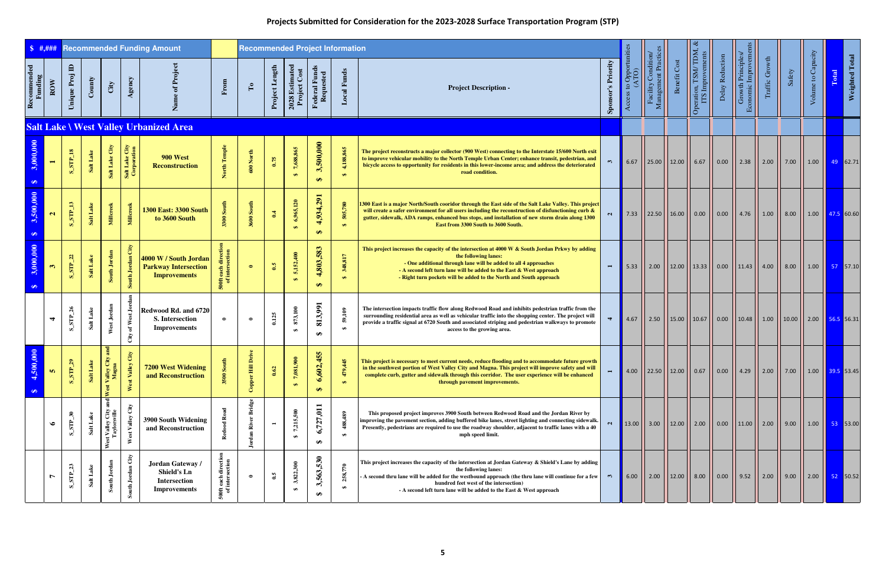# Projects Submitted for Consideration for the 2023-2028 Surface Transportation Program (STP)

| $ #,### Recommended Funding | ROW | Unique Proj ID | County | City | Agency | Name of Project | From | To | Project Length | 2028 Estimated Project Cost | Federal Funds Requested | Local Funds | Project Description - | Sponsor's Priority | Access to Opportunities (ATO) | Facility Condition/ Management Practices | Benefit Cost | Operation, TSM/TDM, & ITS Improvements | Delay Reduction | Growth Principles/ Economic Improvements | Traffic Growth | Safety | Volume to Capacity | Total | Weighted Total |
|---|---|---|---|---|---|---|---|---|---|---|---|---|---|---|---|---|---|---|---|---|---|---|---|---|---|
| **Salt Lake \ West Valley Urbanized Area** | | | | | | | | | | | | | | | | | | | | | | | | | |
| $ 3,000,000 | 1 | S_STP_18 | Salt Lake | Salt Lake City | Salt Lake City Corporation | 900 West Reconstruction | North Temple | 600 North | 0.75 | $ 7,688,865 | $ 3,500,000 | $ 4,188,865 | The project reconstructs a major collector (900 West) connecting to the Interstate 15/600 North exit to improve vehicular mobility to the North Temple Urban Center; enhance transit, pedestrian, and bicycle access to opportunity for residents in this lower-income area; and address the deteriorated road condition. | 3 | 6.67 | 25.00 | 12.00 | 6.67 | 0.00 | 2.38 | 2.00 | 7.00 | 1.00 | 49 | 62.71 |
| $ 3,500,000 | 2 | S_STP_13 | Salt Lake | Millcreek | Millcreek | 1300 East: 3300 South to 3600 South | 3300 South | 3600 South | 0.4 | $ 6,965,120 | $ 4,934,291 | $ 505,780 | 1300 East is a major North/South cooridor through the East side of the Salt Lake Valley. This project will create a safer environment for all users including the reconstruction of disfunctioning curb & gutter, sidewalk, ADA ramps, enhanced bus stops, and installation of new storm drain along 1300 East from 3300 South to 3600 South. | 2 | 7.33 | 22.50 | 16.00 | 0.00 | 0.00 | 4.76 | 1.00 | 8.00 | 1.00 | 47.5 | 60.60 |
| $ 3,000,000 | 3 | S_STP_22 | Salt Lake | South Jordan | South Jordan City | 4000 W / South Jordan Parkway Intersection Improvements | 500ft each direction of intersection | 0 | 0.5 | $ 5,152,400 | $ 4,803,583 | $ 348,817 | This project increases the capacity of the intersection at 4000 W & South Jordan Prkwy by adding the following lanes: - One additional through lane will be added to all 4 approaches - A second left turn lane will be added to the East & West approach - Right turn pockets will be added to the North and South approach | 1 | 5.33 | 2.00 | 12.00 | 13.33 | 0.00 | 11.43 | 4.00 | 8.00 | 1.00 | 57 | 57.10 |
| | 4 | S_STP_26 | Salt Lake | West Jordan | City of West Jordan | Redwood Rd. and 6720 S. Intersection Improvements | 0 | 0 | 0.125 | $ 873,100 | $ 813,991 | $ 59,109 | The intersection impacts traffic flow along Redwood Road and inhibits pedestrian traffic from the surrounding residential area as well as vehicular traffic into the shopping center. The project will provide a traffic signal at 6720 South and associated striping and pedestrian walkways to promote access to the growing area. | 4 | 4.67 | 2.50 | 15.00 | 10.67 | 0.00 | 10.48 | 1.00 | 10.00 | 2.00 | 56.5 | 56.31 |
| $ 4,500,000 | 5 | S_STP_29 | Salt Lake | West Valley City and Magna | West Valley City | 7200 West Widening and Reconstruction | 3500 South | Copper Hill Drive | 0.62 | $ 7,081,900 | $ 6,602,455 | $ 479,445 | This project is necessary to meet current needs, reduce flooding and to accommodate future growth in the southwest portion of West Valley City and Magna. This project will improve safety and will complete curb, gutter and sidewalk through this corridor. The user experience will be enhanced through pavement improvements. | 1 | 4.00 | 22.50 | 12.00 | 0.67 | 0.00 | 4.29 | 2.00 | 7.00 | 1.00 | 39.5 | 53.45 |
| | 6 | S_STP_30 | Salt Lake | West Valley City and Taylorsville | West Valley City | 3900 South Widening and Reconstruction | Redwood Road | Jordan River Bridge | 1 | $ 7,215,500 | $ 6,727,011 | $ 488,489 | This proposed project improves 3900 South between Redwood Road and the Jordan River by improving the pavement section, adding buffered bike lanes, street lighting and connecting sidewalk. Presently, pedestrians are required to use the roadway shoulder, adjacent to traffic lanes with a 40 mph speed limit. | 2 | 13.00 | 3.00 | 12.00 | 2.00 | 0.00 | 11.00 | 2.00 | 9.00 | 1.00 | 53 | 53.00 |
| | 7 | S_STP_23 | Salt Lake | South Jordan | South Jordan City | Jordan Gateway / Shield's Ln Intersection Improvements | 500ft each direction of intersection | 0 | 0.5 | $ 3,822,300 | $ 3,563,530 | $ 258,770 | This project increases the capacity of the intersection at Jordan Gateway & Shield's Lane by adding the following lanes: - A second thru lane will be added for the westbound approach (the thru lane will continue for a few hundred feet west of the intersection) - A second left turn lane will be added to the East & West approach | 3 | 6.00 | 2.00 | 12.00 | 8.00 | 0.00 | 9.52 | 2.00 | 9.00 | 2.00 | 52 | 50.52 |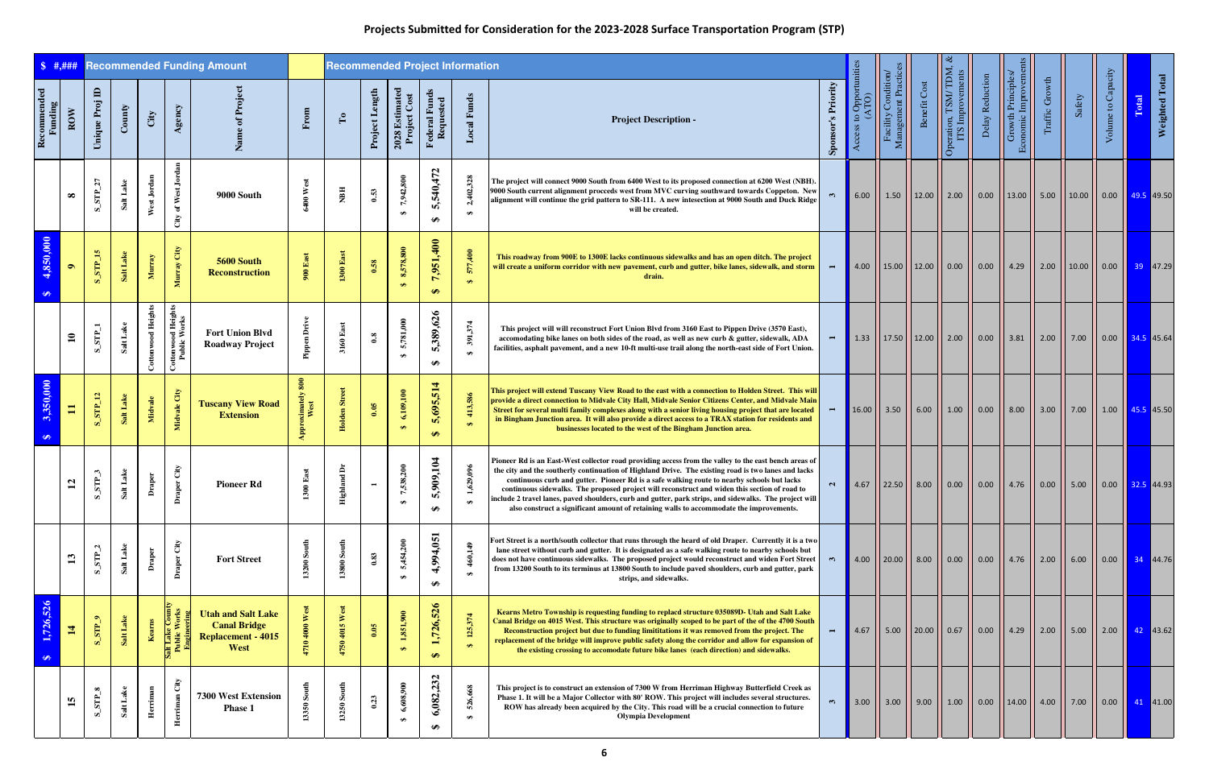# Projects Submitted for Consideration for the 2023-2028 Surface Transportation Program (STP)

| Recommended Funding | ROW | Unique Proj ID | County | City | Agency | Name of Project | From | To | Project Length | 2028 Estimated Project Cost | Federal Funds Requested | Local Funds | Project Description - | Sponsor's Priority | Access to Opportunities (ATO) | Facility Condition/ Management Practices | Benefit Cost | Operation, TSM/ TDM, & ITS Improvements | Delay Reduction | Growth Principles/ Economic Improvements | Traffic Growth | Safety | Volume to Capacity | Total | Weighted Total |
|---|---|---|---|---|---|---|---|---|---|---|---|---|---|---|---|---|---|---|---|---|---|---|---|---|---|
| $ #,### | Recommended Funding Amount | | | | | | | Recommended Project Information | | | | | | | | | | | | | | | | | |
| | 8 | S_STP_27 | Salt Lake | West Jordan | City of West Jordan | 9000 South | 6400 West | NBH | 0.53 | $ 7,942,800 | $ 5,540,472 | $ 2,402,328 | The project will connect 9000 South from 6400 West to its proposed connection at 6200 West (NBH). 9000 South current alignment proceeds west from MVC curving southward towards Coppeton. New alignment will continue the grid pattern to SR-111. A new intesection at 9000 South and Duck Ridge will be created. | 3 | 6.00 | 1.50 | 12.00 | 2.00 | 0.00 | 13.00 | 5.00 | 10.00 | 0.00 | 49.5 | 49.50 |
| $ 4,850,000 | 9 | S_STP_15 | Salt Lake | Murray | Murray City | 5600 South Reconstruction | 900 East | 1300 East | 0.58 | $ 8,578,800 | $ 7,951,400 | $ 577,400 | This roadway from 900E to 1300E lacks continuous sidewalks and has an open ditch. The project will create a uniform corridor with new pavement, curb and gutter, bike lanes, sidewalk, and storm drain. | 1 | 4.00 | 15.00 | 12.00 | 0.00 | 0.00 | 4.29 | 2.00 | 10.00 | 0.00 | 39 | 47.29 |
| | 10 | S_STP_1 | Salt Lake | Cottonwood Heights | Cottonwood Heights Public Works | Fort Union Blvd Roadway Project | Pippen Drive | 3160 East | 0.8 | $ 5,781,000 | $ 5,389,626 | $ 391,374 | This project will will reconstruct Fort Union Blvd from 3160 East to Pippen Drive (3570 East), accomodating bike lanes on both sides of the road, as well as new curb & gutter, sidewalk, ADA facilities, asphalt pavement, and a new 10-ft multi-use trail along the north-east side of Fort Union. | 1 | 1.33 | 17.50 | 12.00 | 2.00 | 0.00 | 3.81 | 2.00 | 7.00 | 0.00 | 34.5 | 45.64 |
| $ 3,350,000 | 11 | S_STP_12 | Salt Lake | Midvale | Midvale City | Tuscany View Road Extension | Approximately 800 West | Holden Street | 0.05 | $ 6,109,100 | $ 5,695,514 | $ 413,586 | This project will extend Tuscany View Road to the east with a connection to Holden Street. This will provide a direct connection to Midvale City Hall, Midvale Senior Citizens Center, and Midvale Main Street for several multi family complexes along with a senior living housing project that are located in Bingham Junction area. It will also provide a direct access to a TRAX station for residents and businesses located to the west of the Bingham Junction area. | 1 | 16.00 | 3.50 | 6.00 | 1.00 | 0.00 | 8.00 | 3.00 | 7.00 | 1.00 | 45.5 | 45.50 |
| | 12 | S_STP_3 | Salt Lake | Draper | Draper City | Pioneer Rd | 1300 East | Highland Dr | 1 | $ 7,538,200 | $ 5,909,104 | $ 1,629,096 | Pioneer Rd is an East-West collector road providing access from the valley to the east bench areas of the city and the southerly continuation of Highland Drive. The existing road is two lanes and lacks continuous curb and gutter. Pioneer Rd is a safe walking route to nearby schools but lacks continuous sidewalks. The proposed project will reconstruct and widen this section of road to include 2 travel lanes, paved shoulders, curb and gutter, park strips, and sidewalks. The project will also construct a significant amount of retaining walls to accommodate the improvements. | 2 | 4.67 | 22.50 | 8.00 | 0.00 | 0.00 | 4.76 | 0.00 | 5.00 | 0.00 | 32.5 | 44.93 |
| | 13 | S_STP_2 | Salt Lake | Draper | Draper City | Fort Street | 13200 South | 13800 South | 0.83 | $ 5,454,200 | $ 4,994,051 | $ 460,149 | Fort Street is a north/south collector that runs through the heard of old Draper. Currently it is a two lane street without curb and gutter. It is designated as a safe walking route to nearby schools but does not have continuous sidewalks. The proposed project would reconstruct and widen Fort Street from 13200 South to its terminus at 13800 South to include paved shoulders, curb and gutter, park strips, and sidewalks. | 3 | 4.00 | 20.00 | 8.00 | 0.00 | 0.00 | 4.76 | 2.00 | 6.00 | 0.00 | 34 | 44.76 |
| $ 1,726,526 | 14 | S_STP_9 | Salt Lake | Kearns | Salt Lake County Public Works Engineering | Utah and Salt Lake Canal Bridge Replacement - 4015 West | 4710 4000 West | 4750 4015 West | 0.05 | $ 1,851,900 | $ 1,726,526 | $ 125,374 | Kearns Metro Township is requesting funding to replaced structure 035089D- Utah and Salt Lake Canal Bridge on 4015 West. This structure was originally scoped to be part of the of the 4700 South Reconstruction project but due to funding limititations it was removed from the project. The replacement of the bridge will improve public safety along the corridor and allow for expansion of the existing crossing to accomodate future bike lanes (each direction) and sidewalks. | 1 | 4.67 | 5.00 | 20.00 | 0.67 | 0.00 | 4.29 | 2.00 | 5.00 | 2.00 | 42 | 43.62 |
| | 15 | S_STP_8 | Salt Lake | Herriman | Herriman City | 7300 West Extension Phase 1 | 13350 South | 13250 South | 0.23 | $ 6,608,900 | $ 6,082,232 | $ 526,668 | This project is to construct an extension of 7300 W from Herriman Highway Butterfield Creek as Phase 1. It will be a Major Collector with 80' ROW. This project will includes several structures. ROW has already been acquired by the City. This road will be a crucial connection to future Olympia Development | 3 | 3.00 | 3.00 | 9.00 | 1.00 | 0.00 | 14.00 | 4.00 | 7.00 | 0.00 | 41 | 41.00 |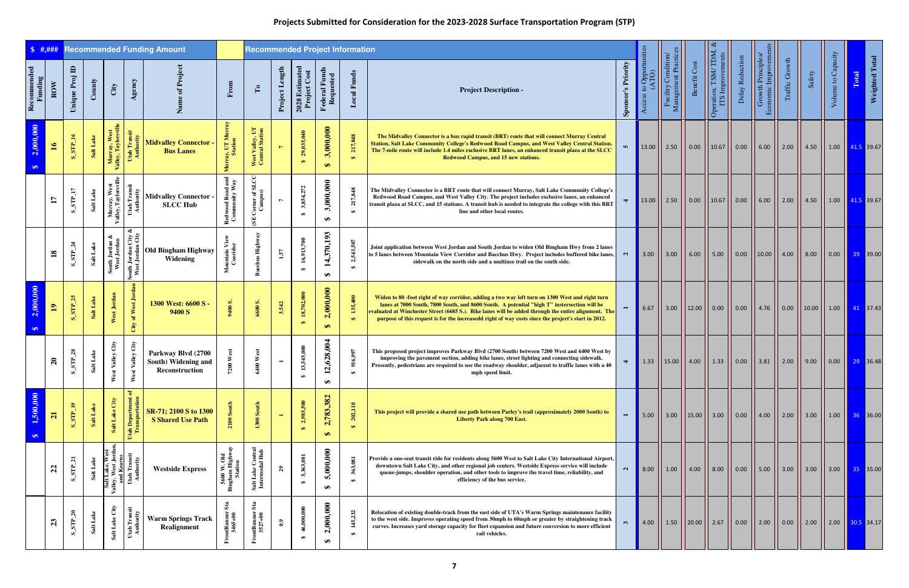# Projects Submitted for Consideration for the 2023-2028 Surface Transportation Program (STP)

| Recommended Funding | ROW | Unique Proj ID | County | City | Agency | Name of Project | From | To | Project Length | 2028 Estimated Project Cost | Federal Funds Requested | Local Funds | Project Description - | Sponsor's Priority | Access to Opportunities (ATO) | Facility Condition/ Management Practices | Benefit Cost | Operation, TSM/ TDM, & ITS Improvements | Delay Reduction | Growth Principles/ Economic Improvements | Traffic Growth | Safety | Volume to Capacity | Total | Weighted Total |
|---|---|---|---|---|---|---|---|---|---|---|---|---|---|---|---|---|---|---|---|---|---|---|---|---|---|
| $ #,### | Recommended Funding Amount | | | | | | | Recommended Project Information | | | | | | | | | | | | | | | | | |
| $ 2,000,000 | 16 | S_STP_16 | Salt Lake | Murray, West Valley, Taylorsville | Utah Transit Authority | Midvalley Connector - Bus Lanes | Murray, UT Murray Station | West Valley, UT Central Station | 7 | $ 29,035,040 | $ 3,000,000 | $ 217,848 | The Midvalley Connector is a bus rapid transit (BRT) route that will connect Murray Central Station, Salt Lake Community College's Redwood Road Campus, and West Valley Central Station. The 7-mile route will include 1.4 miles exclusive BRT lanes, an enhanced transit plaza at the SLCC Redwood Campus, and 15 new stations. | 5 | 13.00 | 2.50 | 0.00 | 10.67 | 0.00 | 6.00 | 2.00 | 4.50 | 1.00 | 41.5 | 39.67 |
| | 17 | S_STP_17 | Salt Lake | Murray, West Valley, Taylorsville | Utah Transit Authority | Midvalley Connector - SLCC Hub | Redwood Road and Community Way | (SE Corner of SLCC Campus) | 7 | $ 3,854,272 | $ 3,000,000 | $ 217,848 | The Midvalley Connector is a BRT route that will connect Murray, Salt Lake Community College's Redwood Road Campus, and West Valley City. The project includes exclusive lanes, an enhanced transit plaza at SLCC, and 15 stations. A transit hub is needed to integrate the college with this BRT line and other local routes. | 4 | 13.00 | 2.50 | 0.00 | 10.67 | 0.00 | 6.00 | 2.00 | 4.50 | 1.00 | 41.5 | 39.67 |
| | 18 | S_STP_24 | Salt Lake | South Jordan & West Jordan | South Jordan City & West Jordan City | Old Bingham Highway Widening | Mountain View Corridor | Bacchus Highway | 1.57 | $ 16,913,700 | $ 14,370,193 | $ 2,543,507 | Joint application between West Jordan and South Jordan to widen Old Bingham Hwy from 2 lanes to 5 lanes between Mountain View Corridor and Bacchus Hwy. Project includes buffered bike lanes, sidewalk on the north side and a multiuse trail on the south side. | 2 | 3.00 | 3.00 | 6.00 | 5.00 | 0.00 | 10.00 | 4.00 | 8.00 | 0.00 | 39 | 39.00 |
| $ 2,000,000 | 19 | S_STP_25 | Salt Lake | West Jordan | City of West Jordan | 1300 West: 6600 S - 9400 S | 9400 S. | 6600 S. | 3.542 | $ 18,702,000 | $ 2,000,000 | $ 135,400 | Widen to 80 -foot right of way corridor, adding a two way left turn on 1300 West and right turn lanes at 7000 South, 7800 South, and 8600 South. A potential "high T" insterseciton will be evaluated at Winchester Street (6685 S.). Bike lanes will be added through the entire alignment. The purpose of this request is for the increasedd right of way costs since the project's start in 2012. | 1 | 6.67 | 3.00 | 12.00 | 0.00 | 0.00 | 4.76 | 0.00 | 10.00 | 1.00 | 41 | 37.43 |
| | 20 | S_STP_28 | Salt Lake | West Valley City | West Valley City | Parkway Blvd (2700 South) Widening and Reconstruction | 7200 West | 6400 West | 1 | $ 13,545,000 | $ 12,628,004 | $ 916,997 | This proposed project improves Parkway Blvd (2700 South) between 7200 West and 6400 West by improving the pavement section, adding bike lanes, street lighting and connecting sidewalk. Presently, pedestrians are required to use the roadway shoulder, adjacent to traffic lanes with a 40 mph speed limit. | 4 | 1.33 | 15.00 | 4.00 | 1.33 | 0.00 | 3.81 | 2.00 | 9.00 | 0.00 | 29 | 36.48 |
| $ 1,500,000 | 21 | S_STP_19 | Salt Lake | Salt Lake City | Utah Department of Transportation | SR-71; 2100 S to 1300 S Shared Use Path | 2100 South | 1300 South | 1 | $ 2,985,500 | $ 2,783,382 | $ 202,118 | This project will provide a shared use path between Parley's trail (approximately 2000 South) to Liberty Park along 700 East. | 1 | 5.00 | 3.00 | 15.00 | 3.00 | 0.00 | 4.00 | 2.00 | 3.00 | 1.00 | 36 | 36.00 |
| | 22 | S_STP_21 | Salt Lake | Salt Lake, West Valley, West Jordan, and Kearns | Utah Transit Authority | Westside Express | 5600 W. Old Bingham Highway Station | Salt Lake Central Intermodal Hub | 29 | $ 5,363,081 | $ 5,000,000 | $ 363,081 | Provide a one-seat transit ride for residents along 5600 West to Salt Lake City International Airport, downtown Salt Lake City, and other regional job centers. Westside Express service will include queue-jumps, shoulder operation, and other tools to improve the travel time, reliability, and efficiency of the bus service. | 2 | 8.00 | 1.00 | 4.00 | 8.00 | 0.00 | 5.00 | 3.00 | 3.00 | 3.00 | 35 | 35.00 |
| | 23 | S_STP_20 | Salt Lake | Salt Lake City | Utah Transit Authority | Warm Springs Track Realignment | FrontRunner Sta 3465+00 | FrontRunner Sta 3527+00 | 0.9 | $ 46,000,000 | $ 2,000,000 | $ 145,232 | Relocation of existing double-track from the east side of UTA's Warm Springs maintenance facility to the west side. Improves operating speed from 30mph to 60mph or greater by straightening track curves. Increases yard storage capacity for fleet expansion and future conversion to more efficient rail vehicles. | 3 | 4.00 | 1.50 | 20.00 | 2.67 | 0.00 | 2.00 | 0.00 | 2.00 | 2.00 | 30.5 | 34.17 |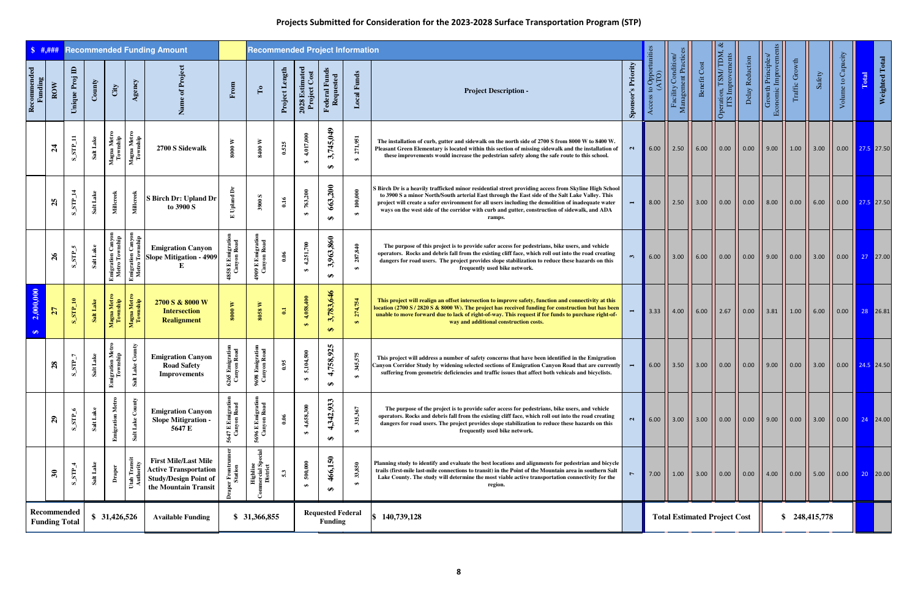# Projects Submitted for Consideration for the 2023-2028 Surface Transportation Program (STP)

| $ #,### Recommended Funding | ROW | Unique Proj ID | County | City | Agency | Name of Project | From | To | Project Length | 2028 Estimated Project Cost | Federal Funds Requested | Local Funds | Project Description - | Sponsor's Priority | Access to Opportunities (ATO) | Facility Condition/ Management Practices | Benefit Cost | Operation, TSM/TDM, & ITS Improvements | Delay Reduction | Growth Principles/ Economic Improvements | Traffic Growth | Safety | Volume to Capacity | Total | Weighted Total |
|---|---|---|---|---|---|---|---|---|---|---|---|---|---|---|---|---|---|---|---|---|---|---|---|---|---|
| | 24 | S_STP_11 | Salt Lake | Magna Metro Township | Magna Metro Township | 2700 S Sidewalk | 8000 W | 8400 W | 0.525 | $ 4,017,000 | $ 3,745,049 | $ 271,951 | The installation of curb, gutter and sidewalk on the north side of 2700 S from 8000 W to 8400 W. Pleasant Green Elementary is located within this section of missing sidewalk and the installation of these improvements would increase the pedestrian safety along the safe route to this school. | 2 | 6.00 | 2.50 | 6.00 | 0.00 | 0.00 | 9.00 | 1.00 | 3.00 | 0.00 | 27.5 | 27.50 |
| | 25 | S_STP_14 | Salt Lake | Millcreek | Millcreek | S Birch Dr: Upland Dr to 3900 S | E Upland Dr | 3900 S | 0.16 | $ 763,200 | $ 663,200 | $ 100,000 | S Birch Dr is a heavily trafficked minor residential street providing access from Skyline High School to 3900 S a minor North/South arterial East through the East side of the Salt Lake Valley. This project will create a safer environment for all users including the demolition of inadequate water ways on the west side of the corridor with curb and gutter, construction of sidewalk, and ADA ramps. | 1 | 8.00 | 2.50 | 3.00 | 0.00 | 0.00 | 8.00 | 0.00 | 6.00 | 0.00 | 27.5 | 27.50 |
| | 26 | S_STP_5 | Salt Lake | Emigration Canyon Metro Township | Emigration Canyon Metro Township | Emigration Canyon Slope Mitigation - 4909 E | 4858 E Emigration Canyon Road | 4909 E Emigration Canyon Road | 0.06 | $ 4,251,700 | $ 3,963,860 | $ 287,840 | The purpose of this project is to provide safer access for pedestrians, bike users, and vehicle operators. Rocks and debris fall from the existing cliff face, which roll out into the road creating dangers for road users. The project provides slope stabilization to reduce these hazards on this frequently used bike network. | 3 | 6.00 | 3.00 | 6.00 | 0.00 | 0.00 | 9.00 | 0.00 | 3.00 | 0.00 | 27 | 27.00 |
| $ 2,000,000 | 27 | S_STP_10 | Salt Lake | Magna Metro Township | Magna Metro Township | 2700 S & 8000 W Intersection Realignment | 8000 W | 8058 W | 0.1 | $ 4,058,400 | $ 3,783,646 | $ 274,754 | This project will realign an offset intersection to improve safety, function and connectivity at this location (2700 S / 2820 S & 8000 W). The project has received funding for construction but has been unable to move forward due to lack of right-of-way. This request if for funds to purchase right-of-way and additional construction costs. | 1 | 3.33 | 4.00 | 6.00 | 2.67 | 0.00 | 3.81 | 1.00 | 6.00 | 0.00 | 28 | 26.81 |
| | 28 | S_STP_7 | Salt Lake | Emigration Metro Township | Salt Lake County | Emigration Canyon Road Safety Improvements | 626 Emigration Canyon Road | 9698 Emigration Canyon Road | 0.95 | $ 5,104,500 | $ 4,758,925 | $ 345,575 | This project will address a number of safety concerns that have been identified in the Emigration Canyon Corridor Study by widening selected sections of Emigration Canyon Road that are currently suffering from geometric deficiencies and traffic issues that affect both vehicals and bicyclists. | 1 | 6.00 | 3.50 | 3.00 | 0.00 | 0.00 | 9.00 | 0.00 | 3.00 | 0.00 | 24.5 | 24.50 |
| | 29 | S_STP_6 | Salt Lake | Emigration Metro | Salt Lake County | Emigration Canyon Slope Mitigation - 5647 E | 5647 E Emigration Canyon Road | 5696 E Emigration Canyon Road | 0.06 | $ 4,658,300 | $ 4,342,933 | $ 315,367 | The purpose of the project is to provide safer access for pedestrians, bike users, and vehicle operators. Rocks and debris fall from the existing cliff face, which roll out into the road creating dangers for road users. The project provides slope stabilization to reduce these hazards on this frequently used bike network. | 2 | 6.00 | 3.00 | 3.00 | 0.00 | 0.00 | 9.00 | 0.00 | 3.00 | 0.00 | 24 | 24.00 |
| | 30 | S_STP_4 | Salt Lake | Draper | Utah Transit Authority | First Mile/Last Mile Active Transportation Study/Design Point of the Mountain Transit | Draper Frontrunner Station | Highline Commercial Special District | 5.3 | $ 500,000 | $ 466,150 | $ 33,850 | Planning study to identify and evaluate the best locations and alignments for pedestrian and bicycle trails (first-mile last-mile connections to transit) in the Point of the Mountain area in southern Salt Lake County. The study will determine the most viable active transportation connectivity for the region. | 7 | 7.00 | 1.00 | 3.00 | 0.00 | 0.00 | 4.00 | 0.00 | 5.00 | 0.00 | 20 | 20.00 |
| Recommended Funding Total | | $ 31,426,526 | | | | Available Funding | $ 31,366,855 | | | Requested Federal Funding | | | $ 140,739,128 | | Total Estimated Project Cost | | | | | $ 248,415,778 | | | | | |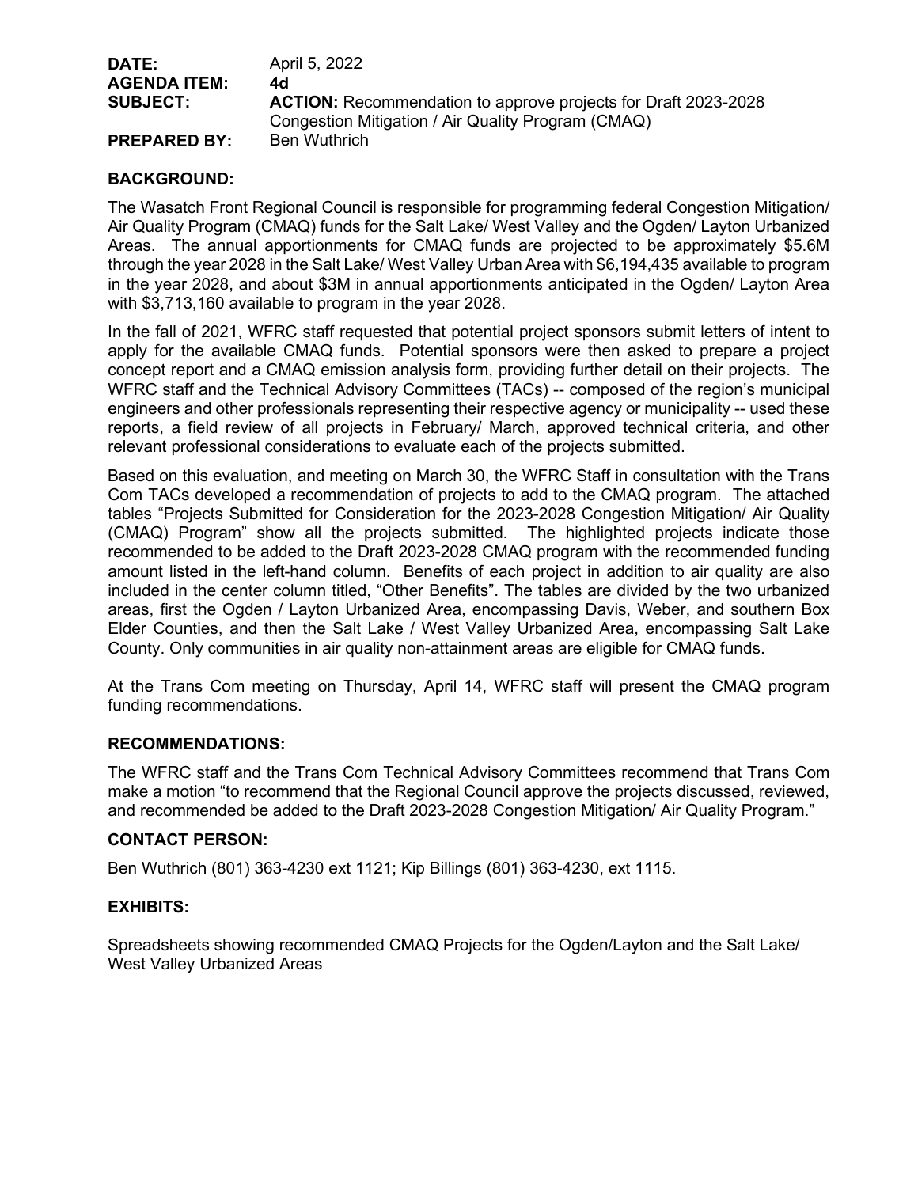**DATE:** April 5, 2022
**AGENDA ITEM:** 4d
**SUBJECT:** **ACTION:** Recommendation to approve projects for Draft 2023-2028 Congestion Mitigation / Air Quality Program (CMAQ)
**PREPARED BY:** Ben Wuthrich

## BACKGROUND:

The Wasatch Front Regional Council is responsible for programming federal Congestion Mitigation/ Air Quality Program (CMAQ) funds for the Salt Lake/ West Valley and the Ogden/ Layton Urbanized Areas. The annual apportionments for CMAQ funds are projected to be approximately $5.6M through the year 2028 in the Salt Lake/ West Valley Urban Area with $6,194,435 available to program in the year 2028, and about $3M in annual apportionments anticipated in the Ogden/ Layton Area with $3,713,160 available to program in the year 2028.

In the fall of 2021, WFRC staff requested that potential project sponsors submit letters of intent to apply for the available CMAQ funds. Potential sponsors were then asked to prepare a project concept report and a CMAQ emission analysis form, providing further detail on their projects. The WFRC staff and the Technical Advisory Committees (TACs) -- composed of the region's municipal engineers and other professionals representing their respective agency or municipality -- used these reports, a field review of all projects in February/ March, approved technical criteria, and other relevant professional considerations to evaluate each of the projects submitted.

Based on this evaluation, and meeting on March 30, the WFRC Staff in consultation with the Trans Com TACs developed a recommendation of projects to add to the CMAQ program. The attached tables "Projects Submitted for Consideration for the 2023-2028 Congestion Mitigation/ Air Quality (CMAQ) Program" show all the projects submitted. The highlighted projects indicate those recommended to be added to the Draft 2023-2028 CMAQ program with the recommended funding amount listed in the left-hand column. Benefits of each project in addition to air quality are also included in the center column titled, "Other Benefits". The tables are divided by the two urbanized areas, first the Ogden / Layton Urbanized Area, encompassing Davis, Weber, and southern Box Elder Counties, and then the Salt Lake / West Valley Urbanized Area, encompassing Salt Lake County. Only communities in air quality non-attainment areas are eligible for CMAQ funds.

At the Trans Com meeting on Thursday, April 14, WFRC staff will present the CMAQ program funding recommendations.

## RECOMMENDATIONS:

The WFRC staff and the Trans Com Technical Advisory Committees recommend that Trans Com make a motion "to recommend that the Regional Council approve the projects discussed, reviewed, and recommended be added to the Draft 2023-2028 Congestion Mitigation/ Air Quality Program."

## CONTACT PERSON:

Ben Wuthrich (801) 363-4230 ext 1121; Kip Billings (801) 363-4230, ext 1115.

## EXHIBITS:

Spreadsheets showing recommended CMAQ Projects for the Ogden/Layton and the Salt Lake/ West Valley Urbanized Areas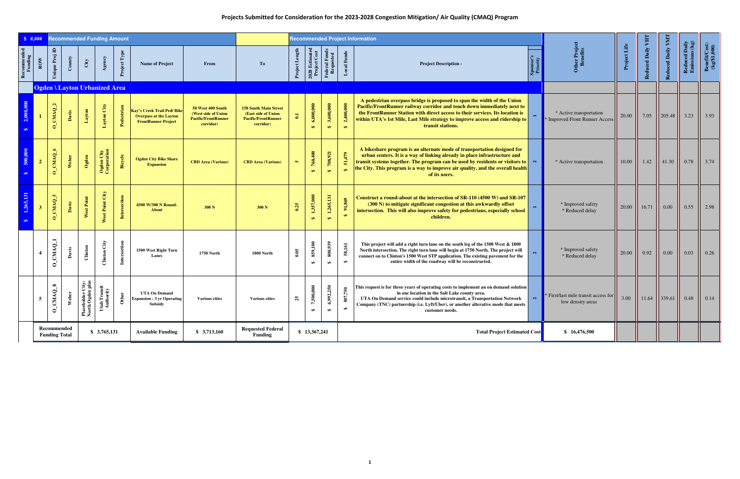# Projects Submitted for Consideration for the 2023-2028 Congestion Mitigation/ Air Quality (CMAQ) Program

| $ #,### | Recommended Funding Amount | | | | | | | | Recommended Project Information | | | | | | | | | | | | |
|---|---|---|---|---|---|---|---|---|---|---|---|---|---|---|---|---|---|---|---|---|---|
| Recommended Funding | ROW | Unique Proj ID | County | City | Agency | Project Type | Name of Project | From | To | Project Length | 2028 Estimated Project Cost | Federal Funds Requested | Local Funds | Project Description - | Sponsor's Priority | Other Project Benefits | Project Life | Reduced Daily VHT | Reduced Daily VMT | Reduced Daily Emissions (kg) | Benefit/Cost: (kg/$1,000) |
| **Ogden \ Layton Urbanized Area** | | | | | | | | | | | | | | | | | | | | | |
| $ 2,000,000 | 1 | O_CMAQ_2 | Davis | Layton | Layton City | Pedestrian | Kay's Creek Trail Ped/ Bike Overpass at the Layton FrontRunner Project | 50 West 400 South (West side of Union Pacific/FrontRunner corridor) | 150 South Main Street (East side of Union Pacific/FrontRunner corridor) | 0.1 | $ 6,000,000 | $ 3,600,000 | $ 2,400,000 | A pedestrian overpass bridge is proposed to span the width of the Union Pacific/FrontRunner railway corridor and touch down immediately next to the FrontRunner Station with direct access to their services. Its location is within UTA's 1st Mile, Last Mile strategy to improve access and ridership to transit stations. | 1 | * Active transportation * Improved Front Runner Access | 20.00 | 7.05 | 205.48 | 3.23 | 3.93 |
| $ 500,000 | 2 | O_CMAQ_6 | Weber | Ogden | Ogden City Corporation | Bicycle | Ogden City Bike Share Expansion | CBD Area (Various) | CBD Area (Various) | 5 | $ 760,400 | $ 708,921 | $ 51,479 | A bikeshare program is an alternate mode of transportation designed for urban centers. It is a way of linking already in place infrastructure and transit systems together. The program can be used by residents or visitors to the City. This program is a way to improve air quality, and the overall health of its users. | 2 | * Active transportation | 10.00 | 1.42 | 41.30 | 0.78 | 3.74 |
| $ 1,265,131 | 3 | O_CMAQ_5 | Davis | West Point | West Point City | Intersection | 4500 W/300 N Round-About | 300 N | 300 N | 0.25 | $ 1,357,000 | $ 1,265,131 | $ 91,869 | Construct a round-about at the intersection of SR-110 (4500 W) and SR-107 (300 N) to mitigate significant congestion at this awkwardly offset intersection. This will also improve safety for pedestrians, especially school children. | 1 | * Improved safety * Reduced delay | 20.00 | 16.71 | 0.00 | 0.55 | 2.98 |
| | 4 | O_CMAQ_1 | Davis | Clinton | Clinton City | Intersection | 1500 West Right Turn Lanes | 1750 North | 1800 North | 0.05 | $ 859,100 | $ 800,939 | $ 58,161 | This project will add a right turn lane on the south leg of the 1500 West & 1800 North intersection. The right turn lane will begin at 1750 North. The project will connect on to Clinton's 1500 West STP application. The existing pavement for the entire width of the roadway will be reconstructed. | 2 | * Improved safety * Reduced delay | 20.00 | 0.92 | 0.00 | 0.03 | 0.26 |
| | 5 | O_CMAQ_8 | Weber | Placeholder City: North Ogden plus | Utah Transit Authority | Other | UTA On Demand Expansion - 3 yr Operating Subsidy | Various cities | Various cities | 25 | $ 7,500,000 | $ 6,992,250 | $ 507,750 | This request is for three years of operating costs to implement an on demand solution in one location in the Salt Lake county area. UTA On Demand service could include microtransit, a Transportation Network Company (TNC) partnership (i.e. Lyft/Uber), or another alterative mode that meets customer needs. | 2 | * First/last mile transit access for low density areas | 3.00 | 11.64 | 339.61 | 0.48 | 0.14 |
| Recommended Funding Total | | | $ 3,765,131 | | | | Available Funding | $ 3,713,160 | Requested Federal Funding | $ 13,367,241 | | | | Total Project Estimated Cost | | $ 16,476,500 | | | | | |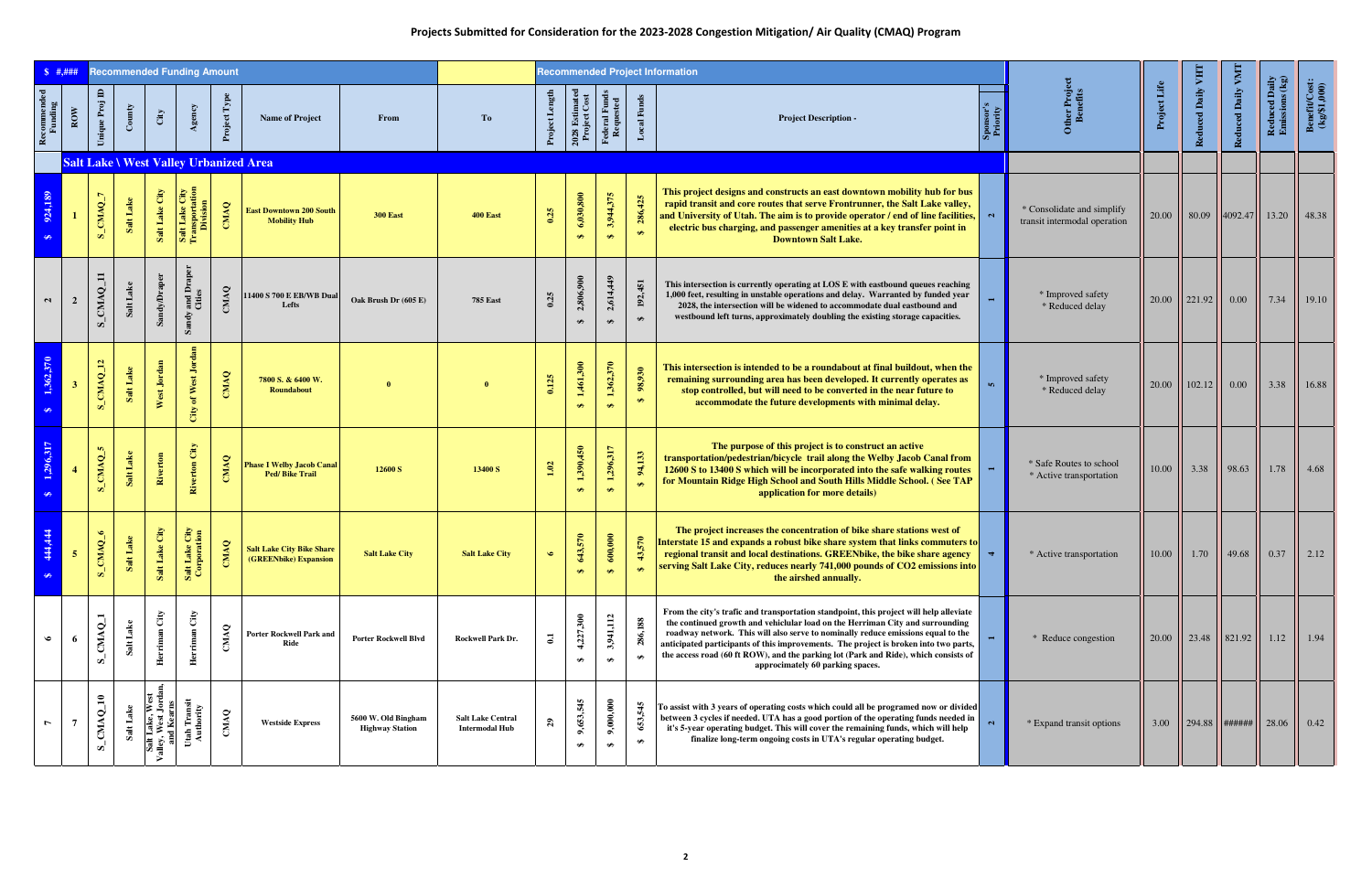# Projects Submitted for Consideration for the 2023-2028 Congestion Mitigation/ Air Quality (CMAQ) Program

| $ #,### | Recommended Funding Amount | | | | | | | | Recommended Project Information | | | | | | | | | | | | |
|---|---|---|---|---|---|---|---|---|---|---|---|---|---|---|---|---|---|---|---|---|---|
| Recommended Funding | ROW | Unique Proj ID | County | City | Agency | Project Type | Name of Project | From | To | Project Length | 2028 Estimated Project Cost | Federal Funds Requested | Local Funds | Project Description - | Sponsor's Priority | Other Project Benefits | Project Life | Reduced Daily VHT | Reduced Daily VMT | Reduced Daily Emissions (kg) | Benefit/Cost: (kg/$1,000) |
| **Salt Lake \ West Valley Urbanized Area** | | | | | | | | | | | | | | | | | | | | | |
| $ 924,189 | 1 | S_CMAQ_7 | Salt Lake | Salt Lake City | Salt Lake City Transportation Division | CMAQ | East Downtown 200 South Mobility Hub | 300 East | 400 East | 0.25 | $ 6,030,800 | $ 3,944,375 | $ 286,425 | This project designs and constructs an east downtown mobility hub for bus rapid transit and core routes that serve Frontrunner, the Salt Lake valley, and University of Utah. The aim is to provide operator / end of line facilities, electric bus charging, and passenger amenities at a key transfer point in Downtown Salt Lake. | 2 | * Consolidate and simplify transit intermodal operation | 20.00 | 80.09 | 4092.47 | 13.20 | 48.38 |
| 2 | 2 | S_CMAQ_11 | Salt Lake | Sandy/Draper | Sandy and Draper Cities | CMAQ | 11400 S 700 E EB/WB Dual Lefts | Oak Brush Dr (605 E) | 785 East | 0.25 | $ 2,806,900 | $ 2,614,449 | $ 192,451 | This intersection is currently operating at LOS E with eastbound queues reaching 1,000 feet, resulting in unstable operations and delay. Warranted by funded year 2028, the intersection will be widened to accommodate dual eastbound and westbound left turns, approximately doubling the existing storage capacities. | 1 | * Improved safety<br>* Reduced delay | 20.00 | 221.92 | 0.00 | 7.34 | 19.10 |
| $ 1,362,370 | 3 | S_CMAQ_12 | Salt Lake | West Jordan | City of West Jordan | CMAQ | 7800 S. & 6400 W. Roundabout | 0 | 0 | 0.125 | $ 1,461,300 | $ 1,362,370 | $ 98,930 | This intersection is intended to be a roundabout at final buildout, when the remaining surrounding area has been developed. It currently operates as stop controlled, but will need to be converted in the near future to accommodate the future developments with minimal delay. | 5 | * Improved safety<br>* Reduced delay | 20.00 | 102.12 | 0.00 | 3.38 | 16.88 |
| $ 1,296,317 | 4 | S_CMAQ_5 | Salt Lake | Riverton | Riverton City | CMAQ | Phase I Welby Jacob Canal Ped/ Bike Trail | 12600 S | 13400 S | 1.02 | $ 1,390,450 | $ 1,296,317 | $ 94,133 | The purpose of this project is to construct an active transportation/pedestrian/bicycle trail along the Welby Jacob Canal from 12600 S to 13400 S which will be incorporated into the safe walking routes for Mountain Ridge High School and South Hills Middle School. ( See TAP application for more details) | 1 | * Safe Routes to school<br>* Active transportation | 10.00 | 3.38 | 98.63 | 1.78 | 4.68 |
| $ 444,444 | 5 | S_CMAQ_6 | Salt Lake | Salt Lake City | Salt Lake City Corporation | CMAQ | Salt Lake City Bike Share (GREENbike) Expansion | Salt Lake City | Salt Lake City | 6 | $ 643,570 | $ 600,000 | $ 43,570 | The project increases the concentration of bike share stations west of Interstate 15 and expands a robust bike share system that links commuters to regional transit and local destinations. GREENbike, the bike share agency serving Salt Lake City, reduces nearly 741,000 pounds of CO2 emissions into the airshed annually. | 4 | * Active transportation | 10.00 | 1.70 | 49.68 | 0.37 | 2.12 |
| 6 | 6 | S_CMAQ_1 | Salt Lake | Herriman City | Herriman City | CMAQ | Porter Rockwell Park and Ride | Porter Rockwell Blvd | Rockwell Park Dr. | 0.1 | $ 4,227,300 | $ 3,941,112 | $ 286,188 | From the city's trafic and transportation standpoint, this project will help alleviate the continued growth and vehicular load on the Herriman City and surrounding roadway network. This will also serve to nominally reduce emissions equal to the anticipated participants of this improvements. The project is broken into two parts, the access road (60 ft ROW), and the parking lot (Park and Ride), which consists of approcimately 60 parking spaces. | 1 | * Reduce congestion | 20.00 | 23.48 | 821.92 | 1.12 | 1.94 |
| 7 | 7 | S_CMAQ_10 | Salt Lake | Salt Lake, West Valley, West Jordan, and Kearns | Utah Transit Authority | CMAQ | Westside Express | 5600 W. Old Bingham Highway Station | Salt Lake Central Intermodal Hub | 29 | $ 9,653,545 | $ 9,000,000 | $ 653,545 | To assist with 3 years of operating costs which could all be programed now or divided between 3 cycles if needed. UTA has a good portion of the operating funds needed in it's 5-year operating budget. This will cover the remaining funds, which will help finalize long-term ongoing costs in UTA's regular operating budget. | 2 | * Expand transit options | 3.00 | 294.88 | ###### | 28.06 | 0.42 |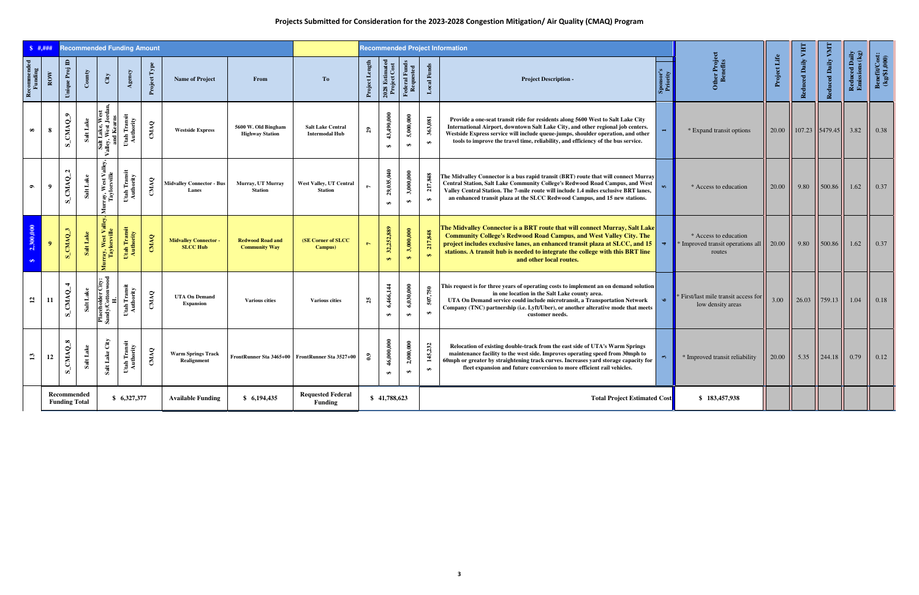# Projects Submitted for Consideration for the 2023-2028 Congestion Mitigation/ Air Quality (CMAQ) Program

| $ #,### | Recommended Funding Amount | | | | | | | | Recommended Project Information | | | | | | | | | | | | |
|---|---|---|---|---|---|---|---|---|---|---|---|---|---|---|---|---|---|---|---|---|---|
| Recommended Funding | ROW | Unique Proj ID | County | City | Agency | Project Type | Name of Project | From | To | Project Length | 2028 Estimated Project Cost | Federal Funds Requested | Local Funds | Project Description - | Sponsor's Priority | Other Project Benefits | Project Life | Reduced Daily VHT | Reduced Daily VMT | Reduced Daily Emissions (kg) | Benefit/Cost: (kg/$1,000) |
| 8 | 8 | S_CMAQ_9 | Salt Lake | Salt Lake, West Valley, West Jordan, and Kearns | Utah Transit Authority | CMAQ | Westside Express | 5600 W. Old Bingham Highway Station | Salt Lake Central Intermodal Hub | 29 | $ 43,490,000 | $ 5,000,000 | $ 363,081 | Provide a one-seat transit ride for residents along 5600 West to Salt Lake City International Airport, downtown Salt Lake City, and other regional job centers. Westside Express service will include queue-jumps, shoulder operation, and other tools to improve the travel time, reliability, and efficiency of the bus service. | 1 | * Expand transit options | 20.00 | 107.23 | 5479.45 | 3.82 | 0.38 |
| 9 | 9 | S_CMAQ_2 | Salt Lake | Murray, West Valley, Taylorsville | Utah Transit Authority | CMAQ | Midvalley Connector - Bus Lanes | Murray, UT Murray Station | West Valley, UT Central Station | 7 | $ 29,035,040 | $ 3,000,000 | $ 217,848 | The Midvalley Connector is a bus rapid transit (BRT) route that will connect Murray Central Station, Salt Lake Community College's Redwood Road Campus, and West Valley Central Station. The 7-mile route will include 1.4 miles exclusive BRT lanes, an enhanced transit plaza at the SLCC Redwood Campus, and 15 new stations. | 5 | * Access to education | 20.00 | 9.80 | 500.86 | 1.62 | 0.37 |
| $ 2,300,000 | 9 | S_CMAQ_3 | Salt Lake | Murray, West Valley, Taylorsville | Utah Transit Authority | CMAQ | Midvalley Connector - SLCC Hub | Redwood Road and Community Way | (SE Corner of SLCC Campus) | 7 | $ 32,252,889 | $ 3,000,000 | $ 217,848 | The Midvalley Connector is a BRT route that will connect Murray, Salt Lake Community College's Redwood Road Campus, and West Valley City. The project includes exclusive lanes, an enhanced transit plaza at SLCC, and 15 stations. A transit hub is needed to integrate the college with this BRT line and other local routes. | 4 | * Access to education * Improved transit operations all routes | 20.00 | 9.80 | 500.86 | 1.62 | 0.37 |
| 12 | 11 | S_CMAQ_4 | Salt Lake | Placeholder City: Sandy/Cottonwood H. | Utah Transit Authority | CMAQ | UTA On Demand Expansion | Various cities | Various cities | 25 | $ 6,466,144 | $ 6,030,000 | $ 507,750 | This request is for three years of operating costs to implement an on demand solution in one location in the Salt Lake county area. UTA On Demand service could include microtransit, a Transportation Network Company (TNC) partnership (i.e. Lyft/Uber), or another alterative mode that meets customer needs. | 6 | * First/last mile transit access for low density areas | 3.00 | 26.03 | 759.13 | 1.04 | 0.18 |
| 13 | 12 | S_CMAQ_8 | Salt Lake | Salt Lake City | Utah Transit Authority | CMAQ | Warm Springs Track Realignment | FrontRunner Sta 3465+00 | FrontRunner Sta 3527+00 | 0.9 | $ 46,000,000 | $ 2,000,000 | $ 145,232 | Relocation of existing double-track from the east side of UTA's Warm Springs maintenance facility to the west side. Improves operating speed from 30mph to 60mph or greater by straightening track curves. Increases yard storage capacity for fleet expansion and future conversion to more efficient rail vehicles. | 3 | * Improved transit reliability | 20.00 | 5.35 | 244.18 | 0.79 | 0.12 |
| | Recommended Funding Total | | | $ 6,327,377 | | | Available Funding | $ 6,194,435 | Requested Federal Funding | $ 41,788,623 | | | | Total Project Estimated Cost | | $ 183,457,938 | | | | | |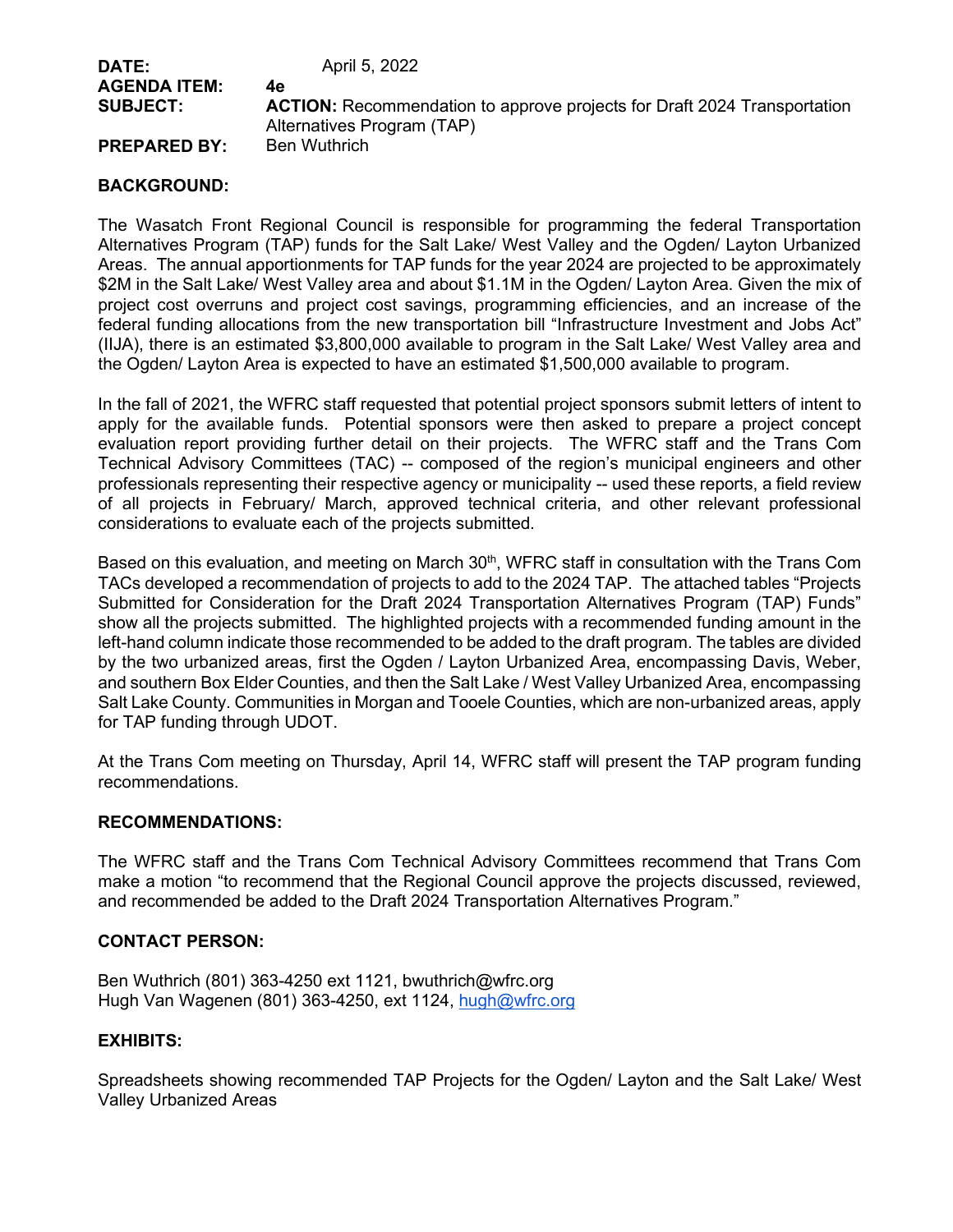**DATE:** April 5, 2022
**AGENDA ITEM:** 4e
**SUBJECT:** **ACTION:** Recommendation to approve projects for Draft 2024 Transportation Alternatives Program (TAP)
**PREPARED BY:** Ben Wuthrich

**BACKGROUND:**

The Wasatch Front Regional Council is responsible for programming the federal Transportation Alternatives Program (TAP) funds for the Salt Lake/ West Valley and the Ogden/ Layton Urbanized Areas. The annual apportionments for TAP funds for the year 2024 are projected to be approximately $2M in the Salt Lake/ West Valley area and about $1.1M in the Ogden/ Layton Area. Given the mix of project cost overruns and project cost savings, programming efficiencies, and an increase of the federal funding allocations from the new transportation bill "Infrastructure Investment and Jobs Act" (IIJA), there is an estimated $3,800,000 available to program in the Salt Lake/ West Valley area and the Ogden/ Layton Area is expected to have an estimated $1,500,000 available to program.

In the fall of 2021, the WFRC staff requested that potential project sponsors submit letters of intent to apply for the available funds. Potential sponsors were then asked to prepare a project concept evaluation report providing further detail on their projects. The WFRC staff and the Trans Com Technical Advisory Committees (TAC) -- composed of the region's municipal engineers and other professionals representing their respective agency or municipality -- used these reports, a field review of all projects in February/ March, approved technical criteria, and other relevant professional considerations to evaluate each of the projects submitted.

Based on this evaluation, and meeting on March 30th, WFRC staff in consultation with the Trans Com TACs developed a recommendation of projects to add to the 2024 TAP. The attached tables "Projects Submitted for Consideration for the Draft 2024 Transportation Alternatives Program (TAP) Funds" show all the projects submitted. The highlighted projects with a recommended funding amount in the left-hand column indicate those recommended to be added to the draft program. The tables are divided by the two urbanized areas, first the Ogden / Layton Urbanized Area, encompassing Davis, Weber, and southern Box Elder Counties, and then the Salt Lake / West Valley Urbanized Area, encompassing Salt Lake County. Communities in Morgan and Tooele Counties, which are non-urbanized areas, apply for TAP funding through UDOT.

At the Trans Com meeting on Thursday, April 14, WFRC staff will present the TAP program funding recommendations.

**RECOMMENDATIONS:**

The WFRC staff and the Trans Com Technical Advisory Committees recommend that Trans Com make a motion "to recommend that the Regional Council approve the projects discussed, reviewed, and recommended be added to the Draft 2024 Transportation Alternatives Program."

**CONTACT PERSON:**

Ben Wuthrich (801) 363-4250 ext 1121, bwuthrich@wfrc.org
Hugh Van Wagenen (801) 363-4250, ext 1124, hugh@wfrc.org

**EXHIBITS:**

Spreadsheets showing recommended TAP Projects for the Ogden/ Layton and the Salt Lake/ West Valley Urbanized Areas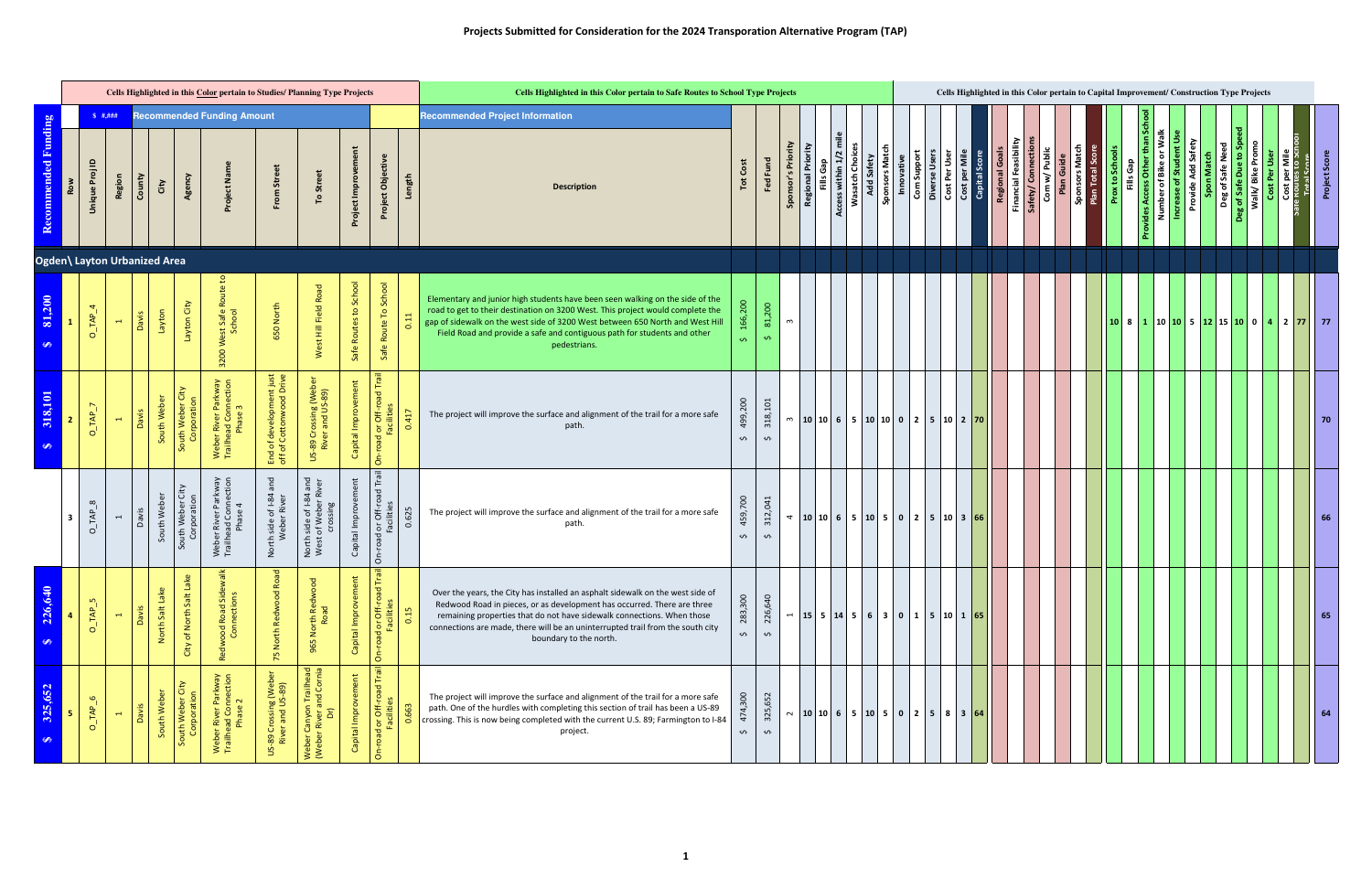# Projects Submitted for Consideration for the 2024 Transporation Alternative Program (TAP)

Cells Highlighted in this Color pertain to Studies/ Planning Type Projects

Cells Highlighted in this Color pertain to Safe Routes to School Type Projects

Cells Highlighted in this Color pertain to Capital Improvement/ Construction Type Projects

| Recommended Funding | Row | Unique Proj ID | Region | County | City | Agency | Project Name | From Street | To Street | Project Improvement | Project Objective | Length | Description | Tot Cost | Fed Fund | Sponsor's Priority | Regional Priority | Fills Gap | Access within 1/2 mile | Wasatch Choices | Add Safety | Sponsors Match | Innovative | Com Support | Diverse Users | Cost Per User | Cost per Mile | Capital Score | Regional Goals | Financial Feasibility | Safety/ Connections | Com w/ Public | Plan Guide | Sponsors Match | Plan Total Score | Prox to Schools | Fills Gap | Provides Access Other than School | Number of Bike or Walk | Increase of Student Use | Provide Add Safety | Spon Match | Deg of Safe Need | Deg of Safe Due to Speed | Walk/ Bike Promo | Cost Per User | Cost per Mile | Safe Routes to School Total Score | Project Score |
|---|---|---|---|---|---|---|---|---|---|---|---|---|---|---|---|---|---|---|---|---|---|---|---|---|---|---|---|---|---|---|---|---|---|---|---|---|---|---|---|---|---|---|---|---|---|---|---|---|---|---|
| **Ogden\ Layton Urbanized Area** | | | | | | | | | | | | | | | | | | | | | | | | | | | | | | | | | | | | | | | | | | | | | | | | | | |
| $ 81,200 | 1 | O_TAP_4 | 1 | Davis | Layton | Layton City | 3200 West Safe Route to School | 650 North | West Hill Field Road | Safe Routes to School | Safe Route To School | 0.11 | Elementary and junior high students have been seen walking on the side of the road to get to their destination on 3200 West. This project would complete the gap of sidewalk on the west side of 3200 West between 650 North and West Hill Field Road and provide a safe and contiguous path for students and other pedestrians. | $ 166,200 | $ 81,200 | 3 | | | | | | | | | | | | | | | | | | | | | 10 | 8 | 1 | 10 | 10 | 5 | 12 | 15 | 10 | 0 | 4 | 2 | 77 | 77 |
| $ 318,101 | 2 | O_TAP_7 | 1 | Davis | South Weber | South Weber City Corporation | Weber River Parkway Trailhead Connection Phase 3 | End of development just off of Cottonwood Drive | US-89 Crossing (Weber River and US-89) | Capital Improvement | On-road or Off-road Trail Facilities | 0.417 | The project will improve the surface and alignment of the trail for a more safe path. | $ 499,200 | $ 318,101 | 3 | 10 | 10 | 6 | 5 | 10 | 10 | 0 | 2 | 5 | 10 | 2 | 70 | | | | | | | | | | | | | | | | | | | | | 70 |
| | 3 | O_TAP_8 | 1 | Davis | South Weber | South Weber City Corporation | Weber River Parkway Trailhead Connection Phase 4 | North side of I-84 and Weber River | North side of I-84 and West of Weber River crossing | Capital Improvement | On-road or Off-road Trail Facilities | 0.625 | The project will improve the surface and alignment of the trail for a more safe path. | $ 459,700 | $ 312,041 | 4 | 10 | 10 | 6 | 5 | 10 | 5 | 0 | 2 | 5 | 10 | 3 | 66 | | | | | | | | | | | | | | | | | | | | | 66 |
| $ 226,640 | 4 | O_TAP_5 | 1 | Davis | North Salt Lake | City of North Salt Lake | Redwood Road Sidewalk Connections | 75 North Redwood Road | 965 North Redwood Road | Capital Improvement | On-road or Off-road Trail Facilities | 0.15 | Over the years, the City has installed an asphalt sidewalk on the west side of Redwood Road in pieces, or as development has occurred. There are three remaining properties that do not have sidewalk connections. When those connections are made, there will be an uninterrupted trail from the south city boundary to the north. | $ 283,300 | $ 226,640 | 1 | 15 | 5 | 14 | 5 | 6 | 3 | 0 | 1 | 5 | 10 | 1 | 65 | | | | | | | | | | | | | | | | | | | | | 65 |
| $ 325,652 | 5 | O_TAP_6 | 1 | Davis | South Weber | South Weber City Corporation | Weber River Parkway Trailhead Connection Phase 2 | US-89 Crossing (Weber River and US-89) | Weber Canyon Trailhead (Weber River and Cornia Dr) | Capital Improvement | On-road or Off-road Trail Facilities | 0.663 | The project will improve the surface and alignment of the trail for a more safe path. One of the hurdles with completing this section of trail has been a US-89 crossing. This is now being completed with the current U.S. 89; Farmington to I-84 project. | $ 474,300 | $ 325,652 | 2 | 10 | 10 | 6 | 5 | 10 | 5 | 0 | 2 | 5 | 8 | 3 | 64 | | | | | | | | | | | | | | | | | | | | | 64 |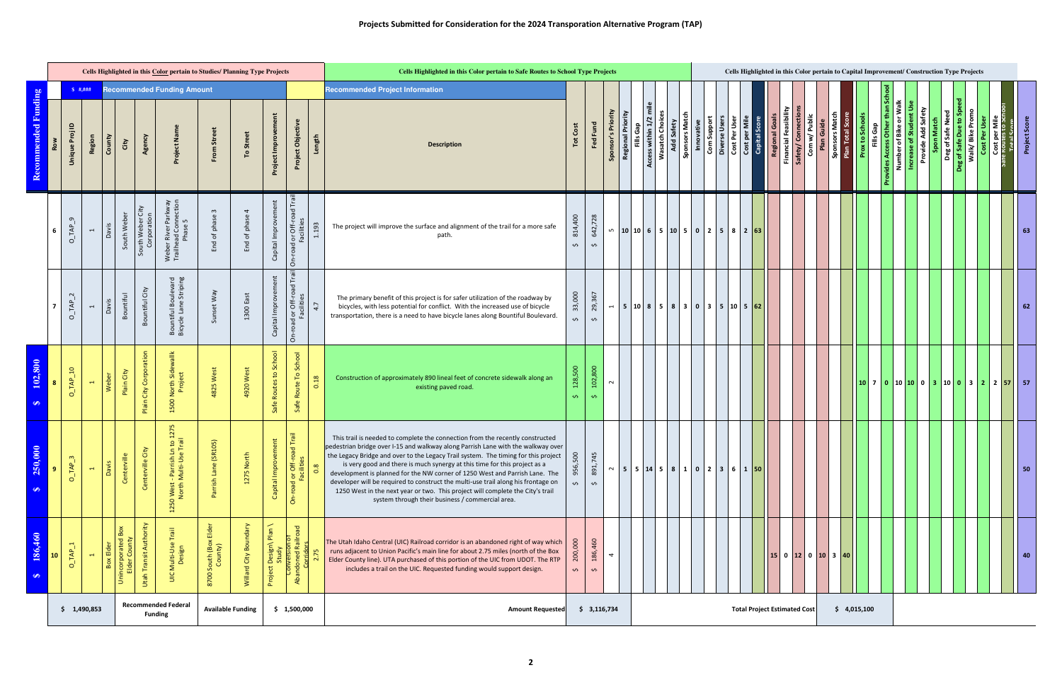# Projects Submitted for Consideration for the 2024 Transporation Alternative Program (TAP)

Cells Highlighted in this Color pertain to Studies/ Planning Type Projects

Cells Highlighted in this Color pertain to Safe Routes to School Type Projects

Cells Highlighted in this Color pertain to Capital Improvement/ Construction Type Projects

| Recommended Funding | Row | Unique Proj ID | Region | County | City | Agency | Project Name | From Street | To Street | Project Improvement | Project Objective | Length | Description | Tot Cost | Fed Fund | Sponsor's Priority | Regional Priority | Fills Gap | Access within 1/2 mile | Wasatch Choices | Add Safety | Sponsors Match | Innovative | Com Support | Diverse Users | Cost Per User | Cost per Mile | Capital Score | Regional Goals | Financial Feasibility | Safety/ Connections | Com w/ Public | Plan Guide | Sponsors Match | Plan Total Score | Prox to Schools | Fills Gap | Provides Access Other than School | Number of Bike or Walk | Increase of Student Use | Provide Add Safety | Spon Match | Deg of Safe Need | Deg of Safe Due to Speed | Walk/ Bike Promo | Cost Per User | Cost per Mile | Safe Routes to School Total Score | Project Score |
|---|---|---|---|---|---|---|---|---|---|---|---|---|---|---|---|---|---|---|---|---|---|---|---|---|---|---|---|---|---|---|---|---|---|---|---|---|---|---|---|---|---|---|---|---|---|---|---|---|---|
| | 6 | O_TAP_9 | 1 | Davis | South Weber | South Weber City Corporation | Weber River Parkway Trailhead Connection Phase 5 | End of phase 3 | End of phase 4 | Capital Improvement | On-road or Off-road Trail Facilities | 1.193 | The project will improve the surface and alignment of the trail for a more safe path. | $ 814,400 | $ 642,728 | 5 | 10 | 10 | 6 | 5 | 10 | 5 | 0 | 2 | 5 | 8 | 2 | 63 | | | | | | | | | | | | | | | | | | | | | 63 |
| | 7 | O_TAP_2 | 1 | Davis | Bountiful | Bountiful City | Bountiful Boulevard Bicycle Lane Striping | Sunset Way | 1300 East | Capital Improvement | On-road or Off-road Trail Facilities | 4.7 | The primary benefit of this project is for safer utilization of the roadway by bicycles, with less potential for conflict. With the increased use of bicycle transportation, there is a need to have bicycle lanes along Bountiful Boulevard. | $ 33,000 | $ 29,367 | 1 | 5 | 10 | 8 | 5 | 8 | 3 | 0 | 3 | 5 | 10 | 5 | 62 | | | | | | | | | | | | | | | | | | | | | 62 |
| $ 102,800 | 8 | O_TAP_10 | 1 | Weber | Plain City | Plain City Corporation | 1500 North Sidewalk Project | 4825 West | 4920 West | Safe Routes to School | Safe Route To School | 0.18 | Construction of approximately 890 lineal feet of concrete sidewalk along an existing paved road. | $ 128,500 | $ 102,800 | 2 | | | | | | | | | | | | | | | | | | | | 10 | 7 | 0 | 10 | 10 | 0 | 3 | 10 | 0 | 3 | 2 | 2 | 57 | 57 |
| $ 250,000 | 9 | O_TAP_3 | 1 | Davis | Centerville | Centerville City | 1250 West - Parrish Ln to 1275 North Multi-Use Trail | Parrish Lane (SR105) | 1275 North | Capital Improvement | On-road or Off-road Trail Facilities | 0.8 | This trail is needed to complete the connection from the recently constructed pedestrian bridge over I-15 and walkway along Parrish Lane with the walkway over the Legacy Bridge and over to the Legacy Trail system. The timing for this project is very good and there is much synergy at this time for this project as a development is planned for the NW corner of 1250 West and Parrish Lane. The developer will be required to construct the multi-use trail along his frontage on 1250 West in the next year or two. This project will complete the City's trail system through their business / commercial area. | $ 956,500 | $ 891,745 | 2 | 5 | 5 | 14 | 5 | 8 | 1 | 0 | 2 | 3 | 6 | 1 | 50 | | | | | | | | | | | | | | | | | | | | | 50 |
| $ 186,460 | 10 | O_TAP_1 | 1 | Box Elder | Unincorporated Box Elder County | Utah Transit Authority | UIC Multi-Use Trail Design | 8700 South (Box Elder County) | Willard City Boundary | Project Design\ Plan \ Study | Conversion of Abandoned Railroad Corridors | 2.75 | The Utah Idaho Central (UIC) Railroad corridor is an abandoned right of way which runs adjacent to Union Pacific's main line for about 2.75 miles (north of the Box Elder County line). UTA purchased of this portion of the UIC from UDOT. The RTP includes a trail on the UIC. Requested funding would support design. | $ 200,000 | $ 186,460 | 4 | | | | | | | | | | | | | 15 | 0 | 12 | 0 | 10 | 3 | 40 | | | | | | | | | | | | | | 40 |
| | $ 1,490,853 | | Recommended Federal Funding | | | | Available Funding | | $ 1,500,000 | | | | Amount Requested | $ 3,116,734 | | | | | | | | | | | | | | | Total Project Estimated Cost | | | | | | $ 4,015,100 | | | | | | | | | | | | | | |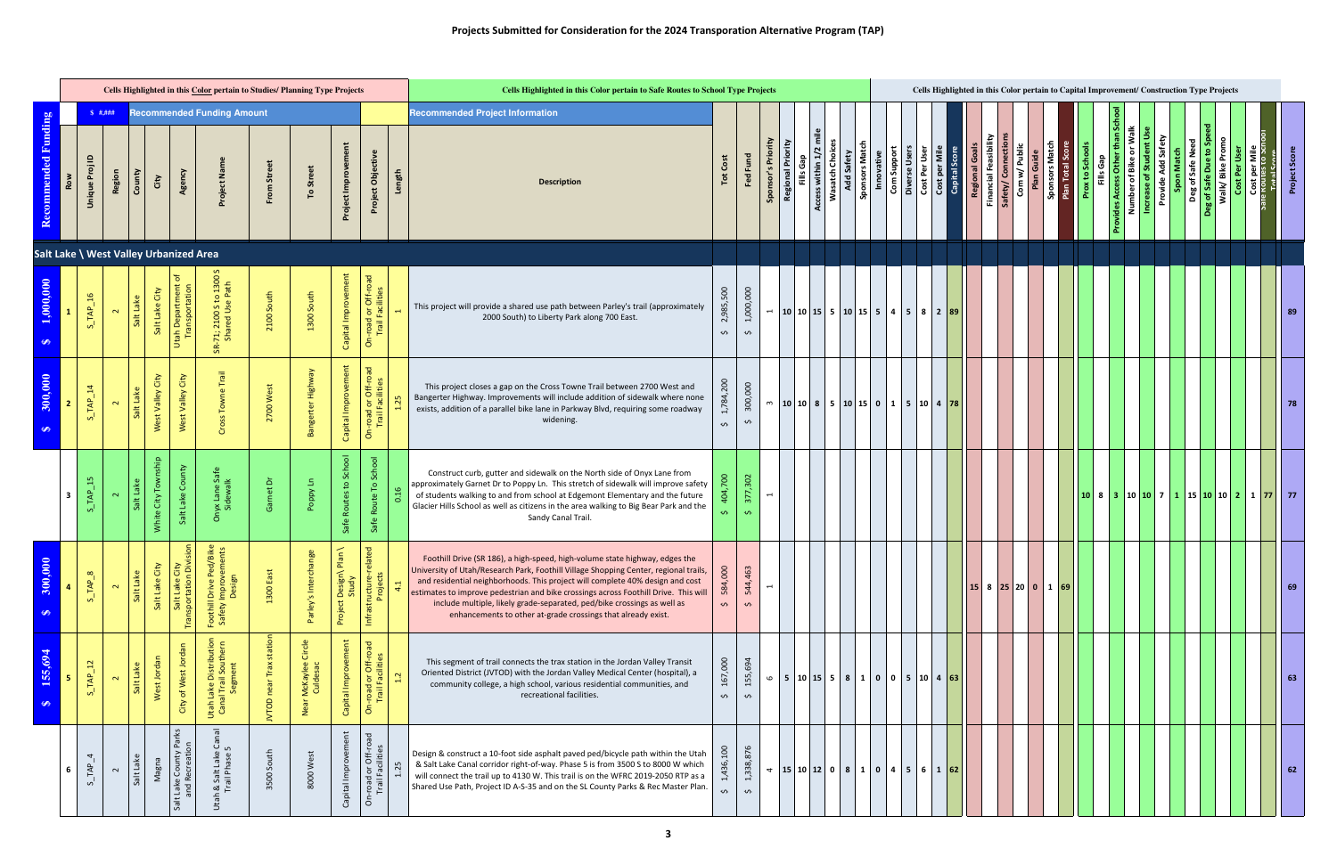# Projects Submitted for Consideration for the 2024 Transporation Alternative Program (TAP)

Cells Highlighted in this Color pertain to Studies/ Planning Type Projects

Cells Highlighted in this Color pertain to Safe Routes to School Type Projects

Cells Highlighted in this Color pertain to Capital Improvement/ Construction Type Projects

| Recommended Funding | Row | Unique Proj ID | Region | County | City | Agency | Project Name | From Street | To Street | Project Improvement | Project Objective | Length | Description | Tot Cost | Fed Fund | Sponsor's Priority | Regional Priority | Fills Gap | Access within 1/2 mile | Wasatch Choices | Add Safety | Sponsors Match | Innovative | Com Support | Diverse Users | Cost Per User | Cost per Mile | Capital Score | Regional Goals | Financial Feasibility | Safety/ Connections | Com w/ Public | Plan Guide | Sponsors Match | Plan Total Score | Prox to Schools | Fills Gap | Provides Access Other than School | Number of Bike or Walk | Increase of Student Use | Provide Add Safety | Spon Match | Deg of Safe Need | Deg of Safe Due to Speed | Walk/ Bike Promo | Cost Per User | Cost per Mile | Safe Routes to School Trail Score | Project Score |
|---|---|---|---|---|---|---|---|---|---|---|---|---|---|---|---|---|---|---|---|---|---|---|---|---|---|---|---|---|---|---|---|---|---|---|---|---|---|---|---|---|---|---|---|---|---|---|---|---|---|
| **Salt Lake \ West Valley Urbanized Area** | | | | | | | | | | | | | | | | | | | | | | | | | | | | | | | | | | | | | | | | | | | | | | | | | |
| $ 1,000,000 | 1 | S_TAP_16 | 2 | Salt Lake | Salt Lake City | Utah Department of Transportation | SR-71; 2100 S to 1300 S Shared Use Path | 2100 South | 1300 South | Capital Improvement | On-road or Off-road Trail Facilities | 1 | This project will provide a shared use path between Parley's trail (approximately 2000 South) to Liberty Park along 700 East. | $ 2,985,500 | $ 1,000,000 | 1 | 10 | 10 | 15 | 5 | 10 | 15 | 5 | 4 | 5 | 8 | 2 | 89 | | | | | | | | | | | | | | | | | | | | | 89 |
| $ 300,000 | 2 | S_TAP_14 | 2 | Salt Lake | West Valley City | West Valley City | Cross Towne Trail | 2700 West | Bangerter Highway | Capital Improvement | On-road or Off-road Trail Facilities | 1.25 | This project closes a gap on the Cross Towne Trail between 2700 West and Bangerter Highway. Improvements will include addition of sidewalk where none exists, addition of a parallel bike lane in Parkway Blvd, requiring some roadway widening. | $ 1,784,200 | $ 300,000 | 3 | 10 | 10 | 8 | 5 | 10 | 15 | 0 | 1 | 5 | 10 | 4 | 78 | | | | | | | | | | | | | | | | | | | | | 78 |
| | 3 | S_TAP_15 | 2 | Salt Lake | White City Township | Salt Lake County | Onyx Lane Safe Sidewalk | Garnet Dr | Poppy Ln | Safe Routes to School | Safe Route To School | 0.16 | Construct curb, gutter and sidewalk on the North side of Onyx Lane from approximately Garnet Dr to Poppy Ln. This stretch of sidewalk will improve safety of students walking to and from school at Edgemont Elementary and the future Glacier Hills School as well as citizens in the area walking to Big Bear Park and the Sandy Canal Trail. | $ 404,700 | $ 377,302 | 1 | | | | | | | | | | | | | | | | | | | | 10 | 8 | 3 | 10 | 10 | 7 | 1 | 15 | 10 | 10 | 2 | 1 | 77 | 77 |
| $ 300,000 | 4 | S_TAP_8 | 2 | Salt Lake | Salt Lake City | Salt Lake City Transportation Division | Foothill Drive Ped/Bike Safety Improvements Design | 1300 East | Parley's Interchange | Project Design\ Plan \ Study | Infrastructure-related Projects | 4.1 | Foothill Drive (SR 186), a high-speed, high-volume state highway, edges the University of Utah/Research Park, Foothill Village Shopping Center, regional trails, and residential neighborhoods. This project will complete 40% design and cost estimates to improve pedestrian and bike crossings across Foothill Drive. This will include multiple, likely grade-separated, ped/bike crossings as well as enhancements to other at-grade crossings that already exist. | $ 584,000 | $ 544,463 | 1 | | | | | | | | | | | | | 15 | 8 | 25 | 20 | 0 | 1 | 69 | | | | | | | | | | | | | | 69 |
| $ 155,694 | 5 | S_TAP_12 | 2 | Salt Lake | West Jordan | City of West Jordan | Utah Lake Distribution Canal Trail Southern Segment | JVTOD near Trax station | Near McKaylee Circle Culdesac | Capital Improvement | On-road or Off-road Trail Facilities | 1.2 | This segment of trail connects the trax station in the Jordan Valley Transit Oriented District (JVTOD) with the Jordan Valley Medical Center (hospital), a community college, a high school, various residential communities, and recreational facilities. | $ 167,000 | $ 155,694 | 6 | 5 | 10 | 15 | 5 | 8 | 1 | 0 | 0 | 5 | 10 | 4 | 63 | | | | | | | | | | | | | | | | | | | | | 63 |
| | 6 | S_TAP_4 | 2 | Salt Lake | Magna | Salt Lake County Parks and Recreation | Utah & Salt Lake Canal Trail Phase 5 | 3500 South | 8000 West | Capital Improvement | On-road or Off-road Trail Facilities | 1.25 | Design & construct a 10-foot side asphalt paved ped/bicycle path within the Utah & Salt Lake Canal corridor right-of-way. Phase 5 is from 3500 S to 8000 W which will connect the trail up to 4130 W. This trail is on the WFRC 2019-2050 RTP as a Shared Use Path, Project ID A-S-35 and on the SL County Parks & Rec Master Plan. | $ 1,436,100 | $ 1,338,876 | 4 | 15 | 10 | 12 | 0 | 8 | 1 | 0 | 4 | 5 | 6 | 1 | 62 | | | | | | | | | | | | | | | | | | | | | 62 |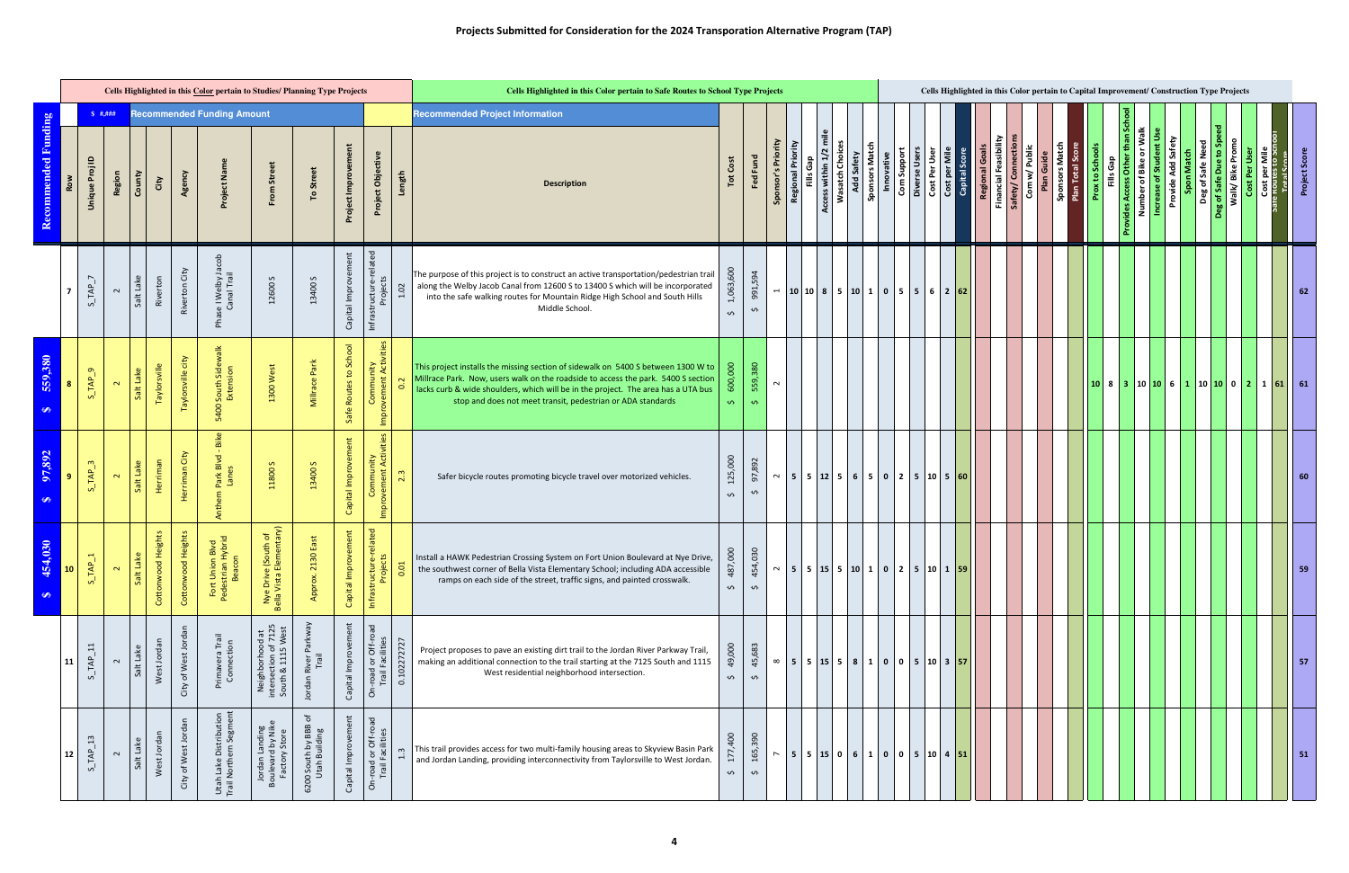# Projects Submitted for Consideration for the 2024 Transporation Alternative Program (TAP)

Cells Highlighted in this Color pertain to Studies/ Planning Type Projects

Cells Highlighted in this Color pertain to Safe Routes to School Type Projects

Cells Highlighted in this Color pertain to Capital Improvement/ Construction Type Projects

| Recommended Funding | Row | Unique Proj ID | Region | County | City | Agency | Project Name | From Street | To Street | Project Improvement | Project Objective | Length | Description | Tot Cost | Fed Fund | Sponsor's Priority | Regional Priority | Fills Gap | Access within 1/2 mile | Wasatch Choices | Add Safety | Sponsors Match | Innovative | Com Support | Diverse Users | Cost Per User | Cost per Mile | Capital Score | Regional Goals | Financial Feasibility | Safety/ Connections | Com w/ Public | Plan Guide | Sponsors Match | Plan Total Score | Prox to Schools | Fills Gap | Provides Access Other than School | Number of Bike or Walk | Increase of Student Use | Provide Add Safety | Spon Match | Deg of Safe Need | Deg of Safe Due to Speed | Walk/ Bike Promo | Cost Per User | Cost per Mile | Safe Routes to School Total Score | Project Score |
|---|---|---|---|---|---|---|---|---|---|---|---|---|---|---|---|---|---|---|---|---|---|---|---|---|---|---|---|---|---|---|---|---|---|---|---|---|---|---|---|---|---|---|---|---|---|---|---|---|---|---|
| | 7 | S_TAP_7 | 2 | Salt Lake | Riverton | Riverton City | Phase I Welby Jacob Canal Trail | 12600 S | 13400 S | Capital Improvement | Infrastructure-related Projects | 1.02 | The purpose of this project is to construct an active transportation/pedestrian trail along the Welby Jacob Canal from 12600 S to 13400 S which will be incorporated into the safe walking routes for Mountain Ridge High School and South Hills Middle School. | $ 1,063,600 | $ 991,594 | 1 | 10 | 10 | 8 | 5 | 10 | 1 | 0 | 5 | 5 | 6 | 2 | 62 | | | | | | | | | | | | | | | | | | | | | 62 |
| $ 559,380 | 8 | S_TAP_9 | 2 | Salt Lake | Taylorsville | Taylorsville city | 5400 South Sidewalk Extension | 1300 West | Millrace Park | Safe Routes to School | Community Improvement Activities | 0.2 | This project installs the missing section of sidewalk on 5400 S between 1300 W to Millrace Park. Now, users walk on the roadside to access the park. 5400 S section lacks curb & wide shoulders, which will be in the project. The area has a UTA bus stop and does not meet transit, pedestrian or ADA standards | $ 600,000 | $ 559,380 | 2 | | | | | | | | | | | | | | | | | | | | 10 | 8 | 3 | 10 | 10 | 6 | 1 | 10 | 10 | 0 | 2 | 1 | 61 | 61 |
| $ 97,892 | 9 | S_TAP_3 | 2 | Salt Lake | Herriman | Herriman City | Anthem Park Blvd - Bike Lanes | 11800 S | 13400 S | Capital Improvement | Community Improvement Activities | 2.3 | Safer bicycle routes promoting bicycle travel over motorized vehicles. | $ 125,000 | $ 97,892 | 2 | 5 | 5 | 12 | 5 | 6 | 5 | 0 | 2 | 5 | 10 | 5 | 60 | | | | | | | | | | | | | | | | | | | | | 60 |
| $ 454,030 | 10 | S_TAP_1 | 2 | Salt Lake | Cottonwood Heights | Cottonwood Heights | Fort Union Blvd Pedestrian Hybrid Beacon | Nye Drive (South of Bella Vista Elementary) | Approx. 2130 East | Capital Improvement | Infrastructure-related Projects | 0.01 | Install a HAWK Pedestrian Crossing System on Fort Union Boulevard at Nye Drive, the southwest corner of Bella Vista Elementary School; including ADA accessible ramps on each side of the street, traffic signs, and painted crosswalk. | $ 487,000 | $ 454,030 | 2 | 5 | 5 | 15 | 5 | 10 | 1 | 0 | 2 | 5 | 10 | 1 | 59 | | | | | | | | | | | | | | | | | | | | | 59 |
| | 11 | S_TAP_11 | 2 | Salt Lake | West Jordan | City of West Jordan | Primavera Trail Connection | Neighborhood at intersection of 7125 South & 1115 West | Jordan River Parkway Trail | Capital Improvement | On-road or Off-road Trail Facilities | 0.102272727 | Project proposes to pave an existing dirt trail to the Jordan River Parkway Trail, making an additional connection to the trail starting at the 7125 South and 1115 West residential neighborhood intersection. | $ 49,000 | $ 45,683 | 8 | 5 | 5 | 15 | 5 | 8 | 1 | 0 | 0 | 5 | 10 | 3 | 57 | | | | | | | | | | | | | | | | | | | | | 57 |
| | 12 | S_TAP_13 | 2 | Salt Lake | West Jordan | City of West Jordan | Utah Lake Distribution Trail Northern Segment | Jordan Landing Boulevard by Nike Factory Store | 6200 South by BBB of Utah Building | Capital Improvement | On-road or Off-road Trail Facilities | 1.3 | This trail provides access for two multi-family housing areas to Skyview Basin Park and Jordan Landing, providing interconnectivity from Taylorsville to West Jordan. | $ 177,400 | $ 165,390 | 7 | 5 | 5 | 15 | 0 | 6 | 1 | 0 | 0 | 5 | 10 | 4 | 51 | | | | | | | | | | | | | | | | | | | | | 51 |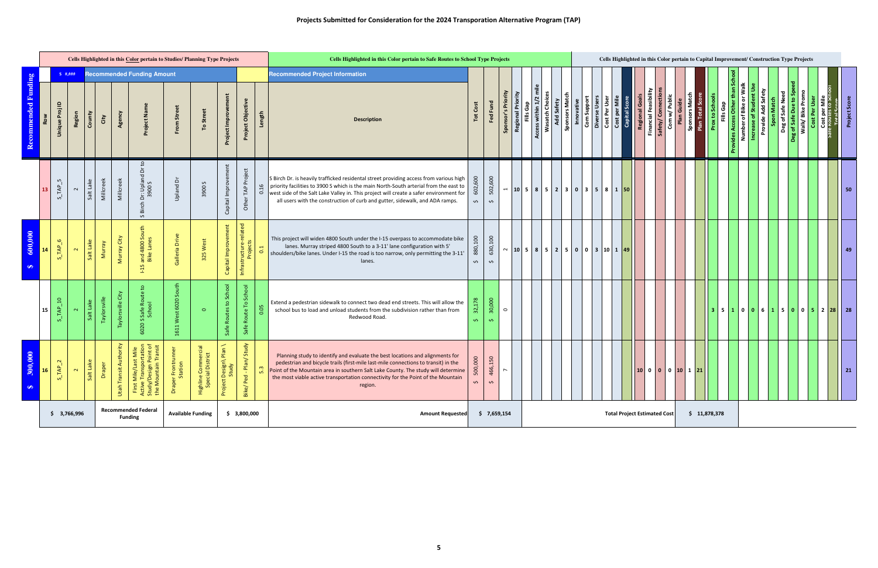# Projects Submitted for Consideration for the 2024 Transporation Alternative Program (TAP)

Cells Highlighted in this Color pertain to Studies/ Planning Type Projects

Cells Highlighted in this Color pertain to Safe Routes to School Type Projects

Cells Highlighted in this Color pertain to Capital Improvement/ Construction Type Projects

| Recommended Funding | Row | Unique Proj ID | Region | County | City | Agency | Project Name | From Street | To Street | Project Improvement | Project Objective | Length | Description | Tot Cost | Fed Fund | Sponsor's Priority | Regional Priority | Fills Gap | Access within 1/2 mile | Wasatch Choices | Add Safety | Sponsors Match | Innovative | Com Support | Diverse Users | Cost Per User | Cost per Mile | Capital Score | Regional Goals | Financial Feasibility | Safety/ Connections | Com w/ Public | Plan Guide | Sponsors Match | Plan Total Score | Prox to Schools | Fills Gap | Provides Access Other than School | Number of Bike or Walk | Increase of Student Use | Provide Add Safety | Spon Match | Deg of Safe Need | Deg of Safe Due to Speed | Walk/ Bike Promo | Cost Per User | Cost per Mile | Safe Routes to School Total Score | Project Score |
|---|---|---|---|---|---|---|---|---|---|---|---|---|---|---|---|---|---|---|---|---|---|---|---|---|---|---|---|---|---|---|---|---|---|---|---|---|---|---|---|---|---|---|---|---|---|---|---|---|---|
| | 13 | S_TAP_5 | 2 | Salt Lake | Millcreek | Millcreek | S Birch Dr: Upland Dr to 3900 S | Upland Dr | 3900 S | Capital Improvement | Other TAP Project | 0.16 | S Birch Dr. is heavily trafficked residental street providing access from various high priority facilities to 3900 S which is the main North-South arterial from the east to west side of the Salt Lake Valley in. This project will create a safer environment for all users with the construction of curb and gutter, sidewalk, and ADA ramps. | $ 602,600 | $ 502,600 | 1 | 10 | 5 | 8 | 5 | 2 | 3 | 0 | 3 | 5 | 8 | 1 | 50 | | | | | | | | | | | | | | | | | | | | | 50 |
| $ 600,000 | 14 | S_TAP_6 | 2 | Salt Lake | Murray | Murray City | I-15 and 4800 South Bike Lanes | Galleria Drive | 325 West | Capital Improvement | Infrastructure-related Projects | 0.1 | This project will widen 4800 South under the I-15 overpass to accommodate bike lanes. Murray striped 4800 South to a 3-11' lane configuration with 5' shoulders/bike lanes. Under I-15 the road is too narrow, only permitting the 3-11' lanes. | $ 880,100 | $ 630,100 | 2 | 10 | 5 | 8 | 5 | 2 | 5 | 0 | 0 | 3 | 10 | 1 | 49 | | | | | | | | | | | | | | | | | | | | | 49 |
| | 15 | S_TAP_10 | 2 | Salt Lake | Taylorsville | Taylorsville City | 6020 S Safe Route to School | 1611 West 6020 South | 0 | Safe Routes to School | Safe Route To School | 0.05 | Extend a pedestrian sidewalk to connect two dead end streets. This will allow the school bus to load and unload students from the subdivision rather than from Redwood Road. | $ 32,178 | $ 30,000 | 0 | | | | | | | | | | | | | | | | | | | | 3 | 5 | 1 | 0 | 0 | 6 | 1 | 5 | 0 | 0 | 5 | 2 | 28 | 28 |
| $ 300,000 | 16 | S_TAP_2 | 2 | Salt Lake | Draper | Utah Transit Authority | First Mile/Last Mile Active Transportation Study/Design Point of the Mountain Transit | Draper Frontrunner Station | Highline Commercial Special District | Project Design\ Plan \ Study | Bike/Ped - Plan/ Study | 5.3 | Planning study to identify and evaluate the best locations and alignments for pedestrian and bicycle trails (first-mile last-mile connections to transit) in the Point of the Mountain area in southern Salt Lake County. The study will determine the most viable active transportation connectivity for the Point of the Mountain region. | $ 500,000 | $ 466,150 | 7 | | | | | | | | | | | | | 10 | 0 | 0 | 0 | 10 | 1 | 21 | | | | | | | | | | | | | | 21 |

$ 3,766,996 Recommended Federal Funding | Available Funding $ 3,800,000 | Amount Requested $ 7,659,154 | Total Project Estimated Cost $ 11,878,378